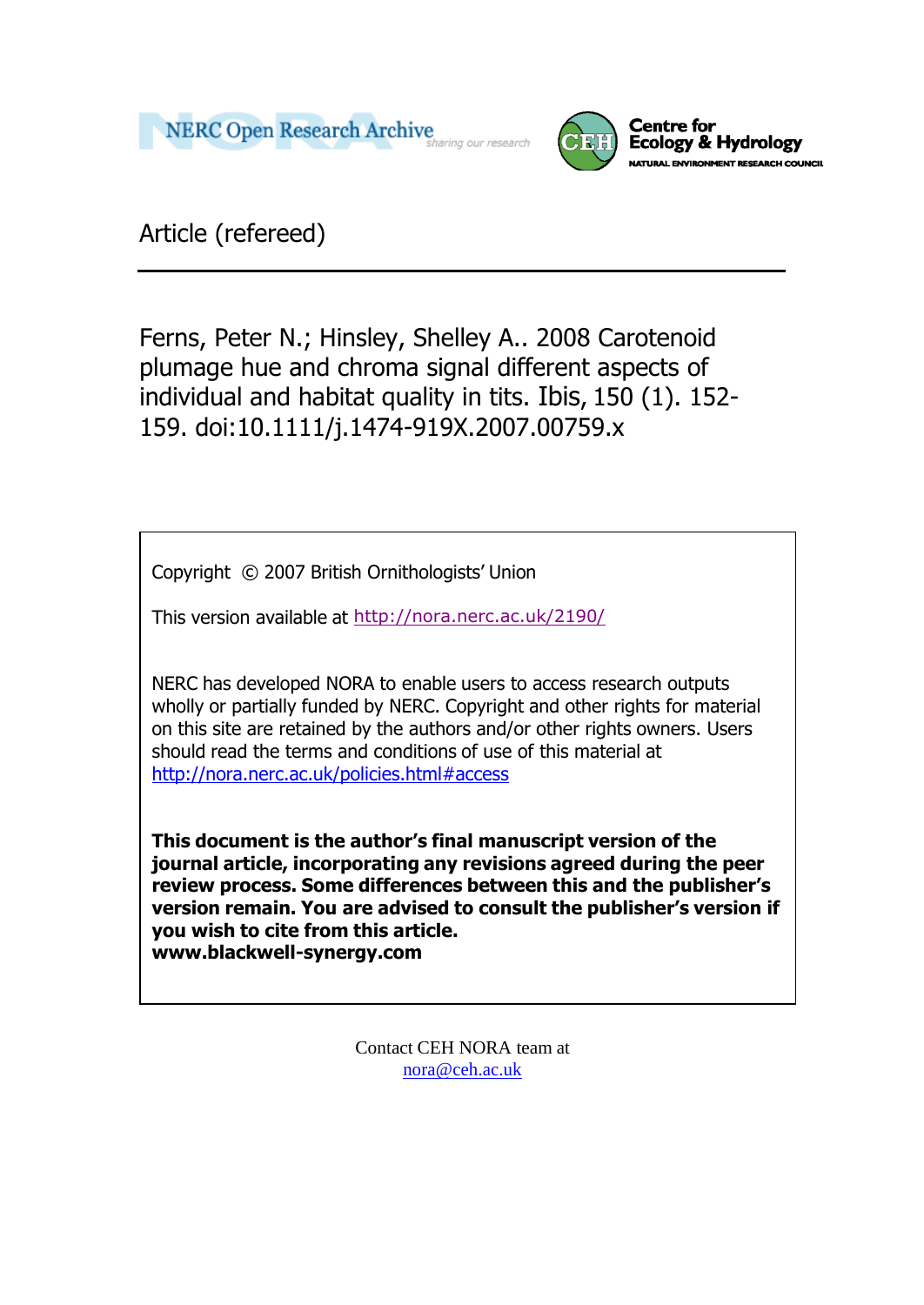NERC Open Research Archive *sharing our research*

Centre for Ecology & Hydrology
NATURAL ENVIRONMENT RESEARCH COUNCIL

Article (refereed)

---

Ferns, Peter N.; Hinsley, Shelley A.. 2008 Carotenoid plumage hue and chroma signal different aspects of individual and habitat quality in tits. Ibis, 150 (1). 152-159. doi:10.1111/j.1474-919X.2007.00759.x

Copyright © 2007 British Ornithologists' Union

This version available at http://nora.nerc.ac.uk/2190/

NERC has developed NORA to enable users to access research outputs wholly or partially funded by NERC. Copyright and other rights for material on this site are retained by the authors and/or other rights owners. Users should read the terms and conditions of use of this material at http://nora.nerc.ac.uk/policies.html#access

**This document is the author's final manuscript version of the journal article, incorporating any revisions agreed during the peer review process. Some differences between this and the publisher's version remain. You are advised to consult the publisher's version if you wish to cite from this article.**
**www.blackwell-synergy.com**

Contact CEH NORA team at
nora@ceh.ac.uk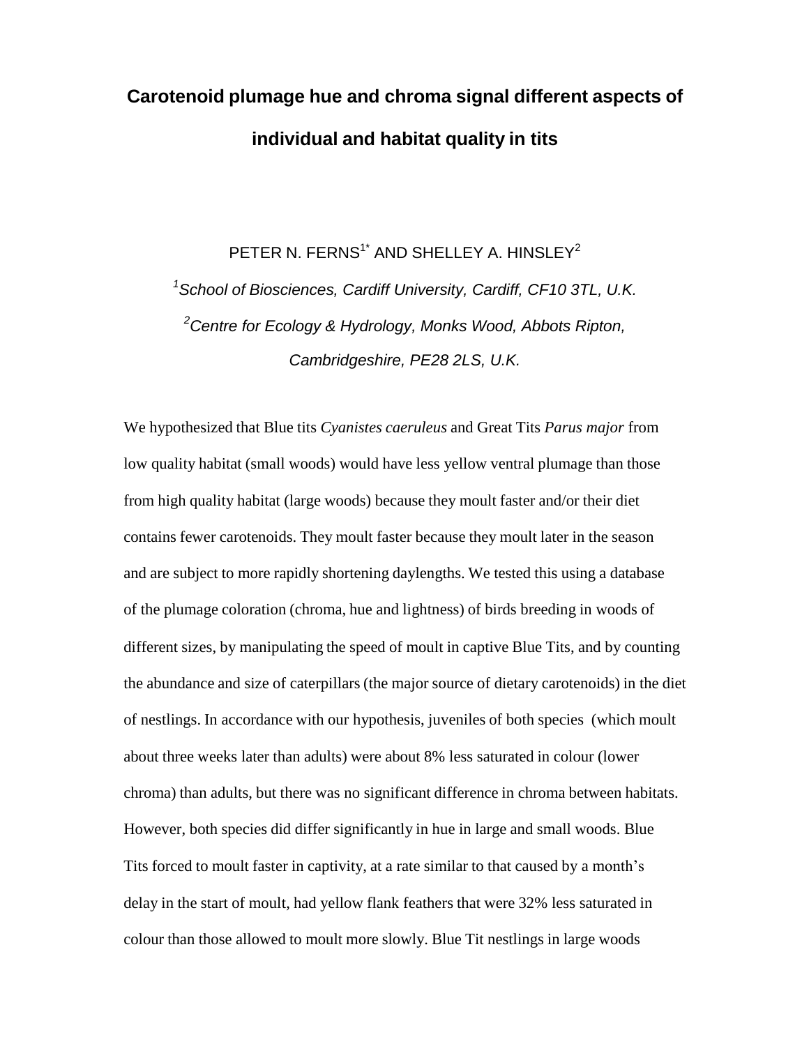# Carotenoid plumage hue and chroma signal different aspects of individual and habitat quality in tits

PETER N. FERNS[1*] AND SHELLEY A. HINSLEY[2]

[1]*School of Biosciences, Cardiff University, Cardiff, CF10 3TL, U.K.*

[2]*Centre for Ecology & Hydrology, Monks Wood, Abbots Ripton, Cambridgeshire, PE28 2LS, U.K.*

We hypothesized that Blue tits *Cyanistes caeruleus* and Great Tits *Parus major* from low quality habitat (small woods) would have less yellow ventral plumage than those from high quality habitat (large woods) because they moult faster and/or their diet contains fewer carotenoids. They moult faster because they moult later in the season and are subject to more rapidly shortening daylengths. We tested this using a database of the plumage coloration (chroma, hue and lightness) of birds breeding in woods of different sizes, by manipulating the speed of moult in captive Blue Tits, and by counting the abundance and size of caterpillars (the major source of dietary carotenoids) in the diet of nestlings. In accordance with our hypothesis, juveniles of both species (which moult about three weeks later than adults) were about 8% less saturated in colour (lower chroma) than adults, but there was no significant difference in chroma between habitats. However, both species did differ significantly in hue in large and small woods. Blue Tits forced to moult faster in captivity, at a rate similar to that caused by a month's delay in the start of moult, had yellow flank feathers that were 32% less saturated in colour than those allowed to moult more slowly. Blue Tit nestlings in large woods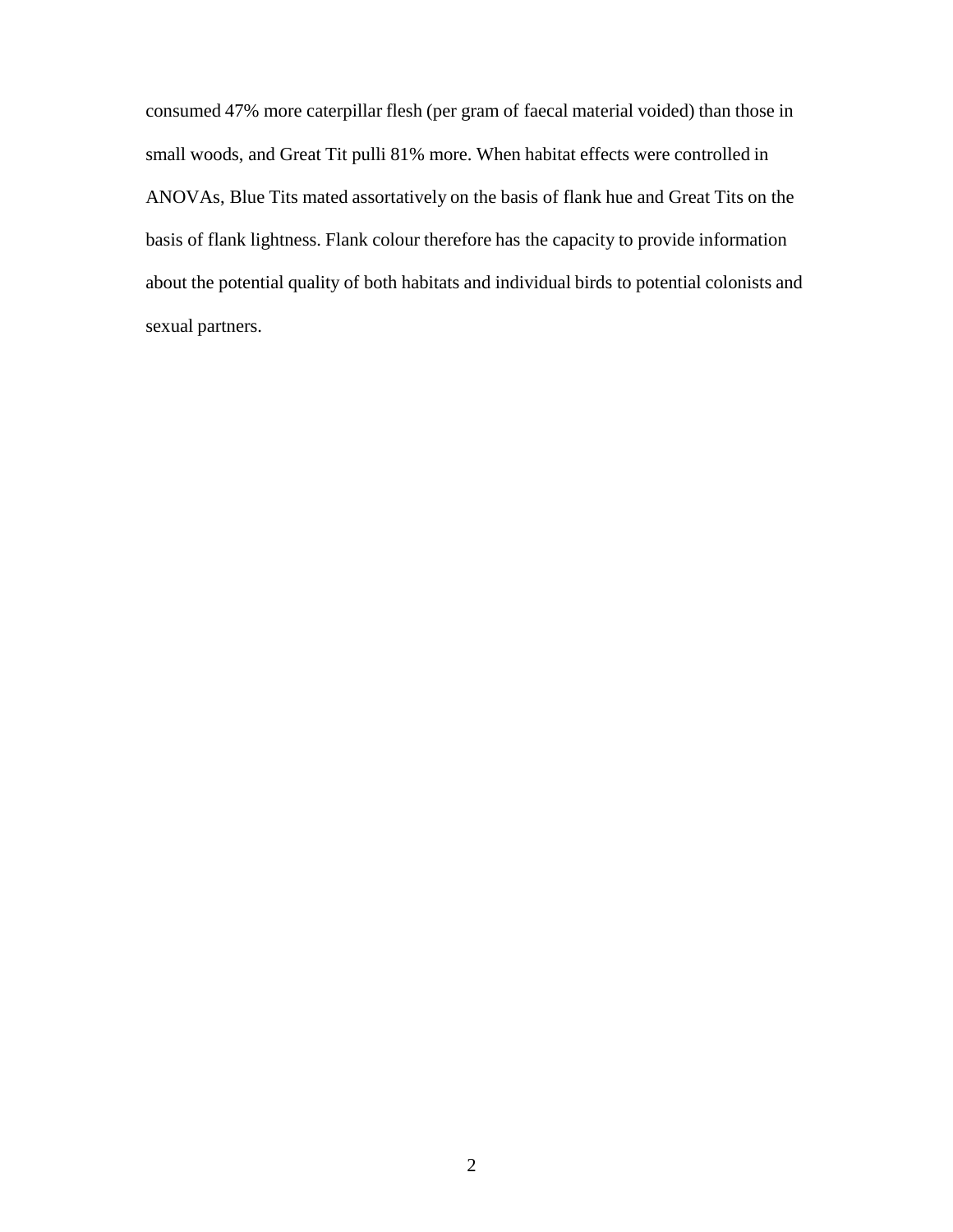consumed 47% more caterpillar flesh (per gram of faecal material voided) than those in small woods, and Great Tit pulli 81% more. When habitat effects were controlled in ANOVAs, Blue Tits mated assortatively on the basis of flank hue and Great Tits on the basis of flank lightness. Flank colour therefore has the capacity to provide information about the potential quality of both habitats and individual birds to potential colonists and sexual partners.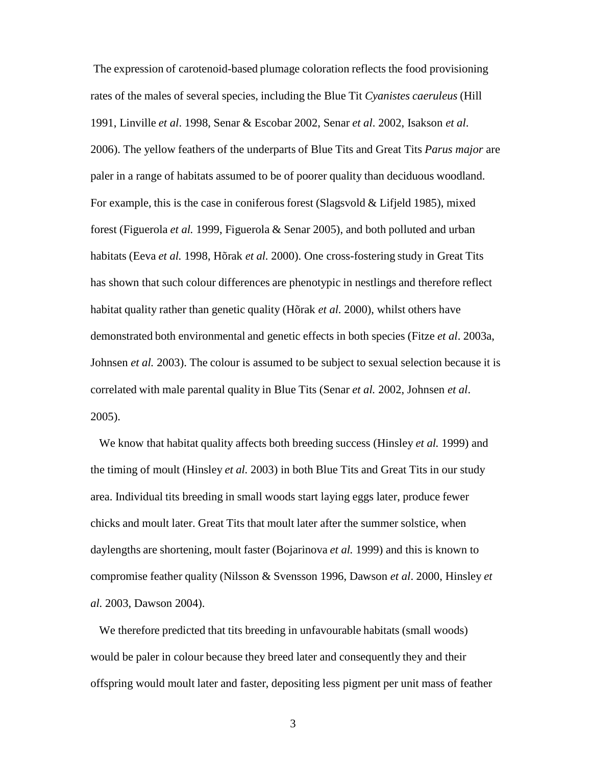The expression of carotenoid-based plumage coloration reflects the food provisioning rates of the males of several species, including the Blue Tit *Cyanistes caeruleus* (Hill 1991, Linville *et al*. 1998, Senar & Escobar 2002, Senar *et al*. 2002, Isakson *et al*. 2006). The yellow feathers of the underparts of Blue Tits and Great Tits *Parus major* are paler in a range of habitats assumed to be of poorer quality than deciduous woodland. For example, this is the case in coniferous forest (Slagsvold & Lifjeld 1985), mixed forest (Figuerola *et al.* 1999, Figuerola & Senar 2005), and both polluted and urban habitats (Eeva *et al.* 1998, Hõrak *et al.* 2000). One cross-fostering study in Great Tits has shown that such colour differences are phenotypic in nestlings and therefore reflect habitat quality rather than genetic quality (Hõrak *et al.* 2000), whilst others have demonstrated both environmental and genetic effects in both species (Fitze *et al*. 2003a, Johnsen *et al.* 2003). The colour is assumed to be subject to sexual selection because it is correlated with male parental quality in Blue Tits (Senar *et al.* 2002, Johnsen *et al*. 2005).

We know that habitat quality affects both breeding success (Hinsley *et al.* 1999) and the timing of moult (Hinsley *et al.* 2003) in both Blue Tits and Great Tits in our study area. Individual tits breeding in small woods start laying eggs later, produce fewer chicks and moult later. Great Tits that moult later after the summer solstice, when daylengths are shortening, moult faster (Bojarinova *et al.* 1999) and this is known to compromise feather quality (Nilsson & Svensson 1996, Dawson *et al*. 2000, Hinsley *et al.* 2003, Dawson 2004).

We therefore predicted that tits breeding in unfavourable habitats (small woods) would be paler in colour because they breed later and consequently they and their offspring would moult later and faster, depositing less pigment per unit mass of feather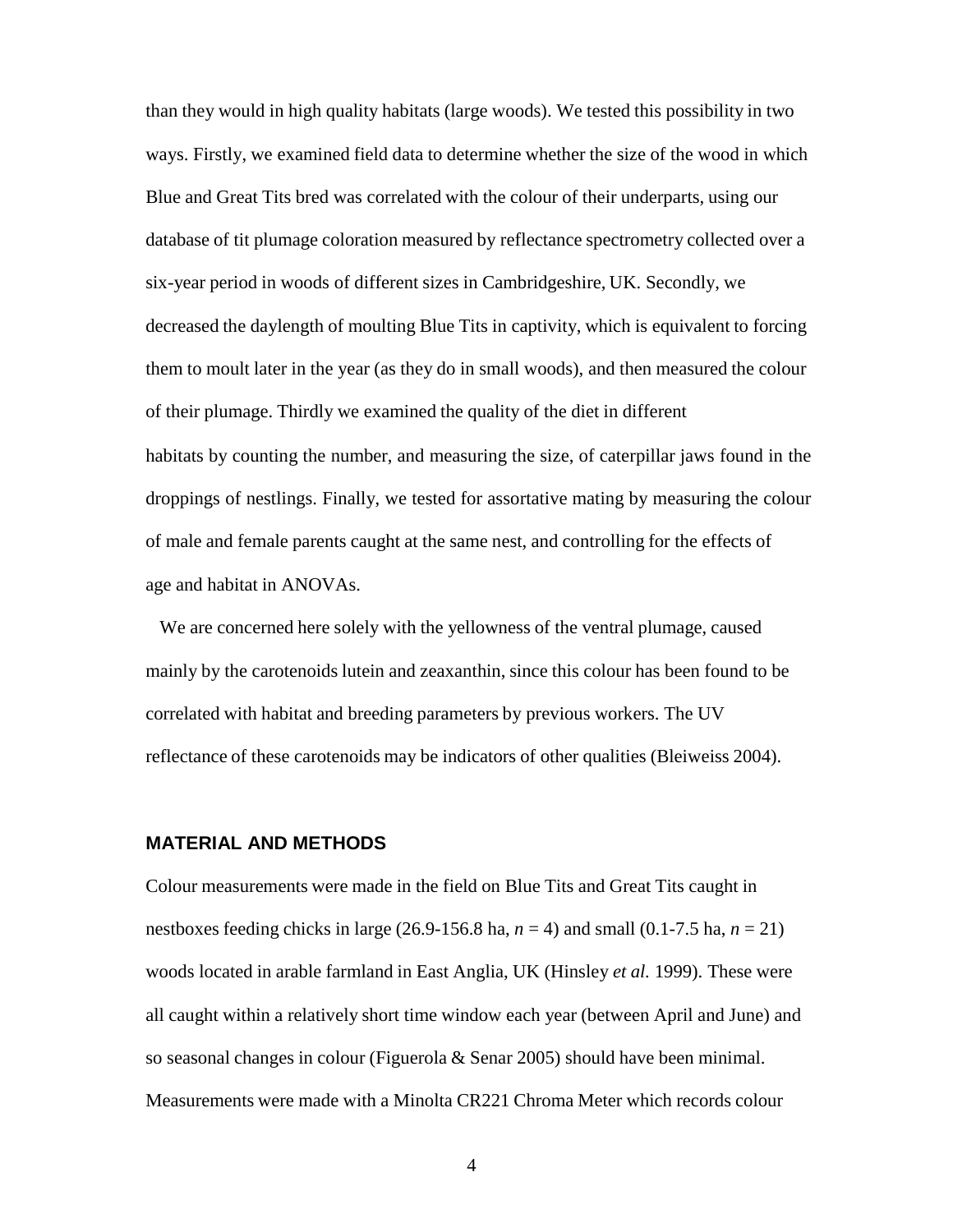than they would in high quality habitats (large woods). We tested this possibility in two ways. Firstly, we examined field data to determine whether the size of the wood in which Blue and Great Tits bred was correlated with the colour of their underparts, using our database of tit plumage coloration measured by reflectance spectrometry collected over a six-year period in woods of different sizes in Cambridgeshire, UK. Secondly, we decreased the daylength of moulting Blue Tits in captivity, which is equivalent to forcing them to moult later in the year (as they do in small woods), and then measured the colour of their plumage. Thirdly we examined the quality of the diet in different habitats by counting the number, and measuring the size, of caterpillar jaws found in the droppings of nestlings. Finally, we tested for assortative mating by measuring the colour of male and female parents caught at the same nest, and controlling for the effects of age and habitat in ANOVAs.

We are concerned here solely with the yellowness of the ventral plumage, caused mainly by the carotenoids lutein and zeaxanthin, since this colour has been found to be correlated with habitat and breeding parameters by previous workers. The UV reflectance of these carotenoids may be indicators of other qualities (Bleiweiss 2004).

## MATERIAL AND METHODS

Colour measurements were made in the field on Blue Tits and Great Tits caught in nestboxes feeding chicks in large (26.9-156.8 ha, $n = 4$) and small (0.1-7.5 ha, $n = 21$) woods located in arable farmland in East Anglia, UK (Hinsley *et al.* 1999). These were all caught within a relatively short time window each year (between April and June) and so seasonal changes in colour (Figuerola & Senar 2005) should have been minimal. Measurements were made with a Minolta CR221 Chroma Meter which records colour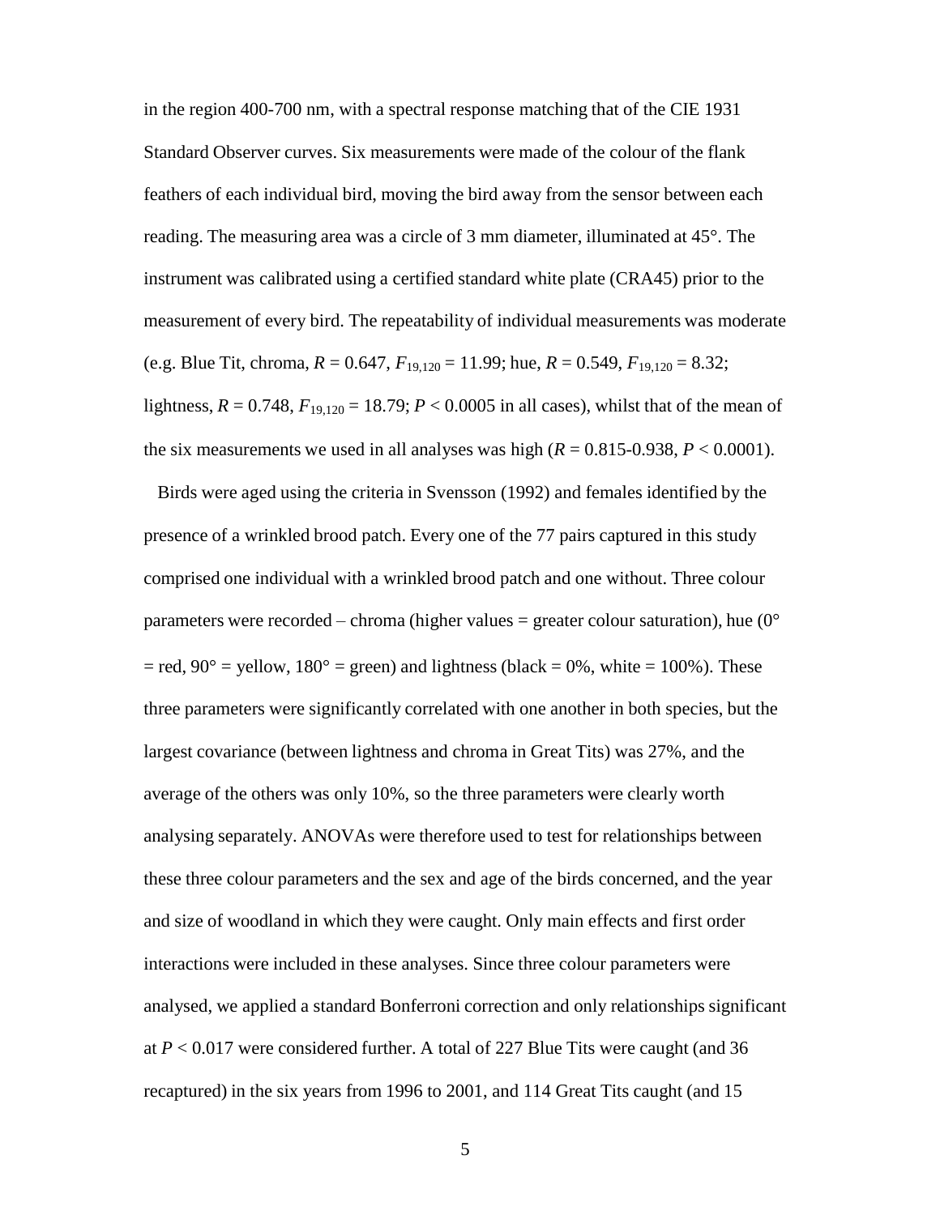in the region 400-700 nm, with a spectral response matching that of the CIE 1931 Standard Observer curves. Six measurements were made of the colour of the flank feathers of each individual bird, moving the bird away from the sensor between each reading. The measuring area was a circle of 3 mm diameter, illuminated at 45°. The instrument was calibrated using a certified standard white plate (CRA45) prior to the measurement of every bird. The repeatability of individual measurements was moderate (e.g. Blue Tit, chroma, $R = 0.647$, $F_{19,120} = 11.99$; hue, $R = 0.549$, $F_{19,120} = 8.32$; lightness, $R = 0.748$, $F_{19,120} = 18.79$; $P < 0.0005$ in all cases), whilst that of the mean of the six measurements we used in all analyses was high ($R = 0.815$-$0.938$, $P < 0.0001$).

Birds were aged using the criteria in Svensson (1992) and females identified by the presence of a wrinkled brood patch. Every one of the 77 pairs captured in this study comprised one individual with a wrinkled brood patch and one without. Three colour parameters were recorded – chroma (higher values = greater colour saturation), hue (0° = red, 90° = yellow, 180° = green) and lightness (black = 0%, white = 100%). These three parameters were significantly correlated with one another in both species, but the largest covariance (between lightness and chroma in Great Tits) was 27%, and the average of the others was only 10%, so the three parameters were clearly worth analysing separately. ANOVAs were therefore used to test for relationships between these three colour parameters and the sex and age of the birds concerned, and the year and size of woodland in which they were caught. Only main effects and first order interactions were included in these analyses. Since three colour parameters were analysed, we applied a standard Bonferroni correction and only relationships significant at $P < 0.017$ were considered further. A total of 227 Blue Tits were caught (and 36 recaptured) in the six years from 1996 to 2001, and 114 Great Tits caught (and 15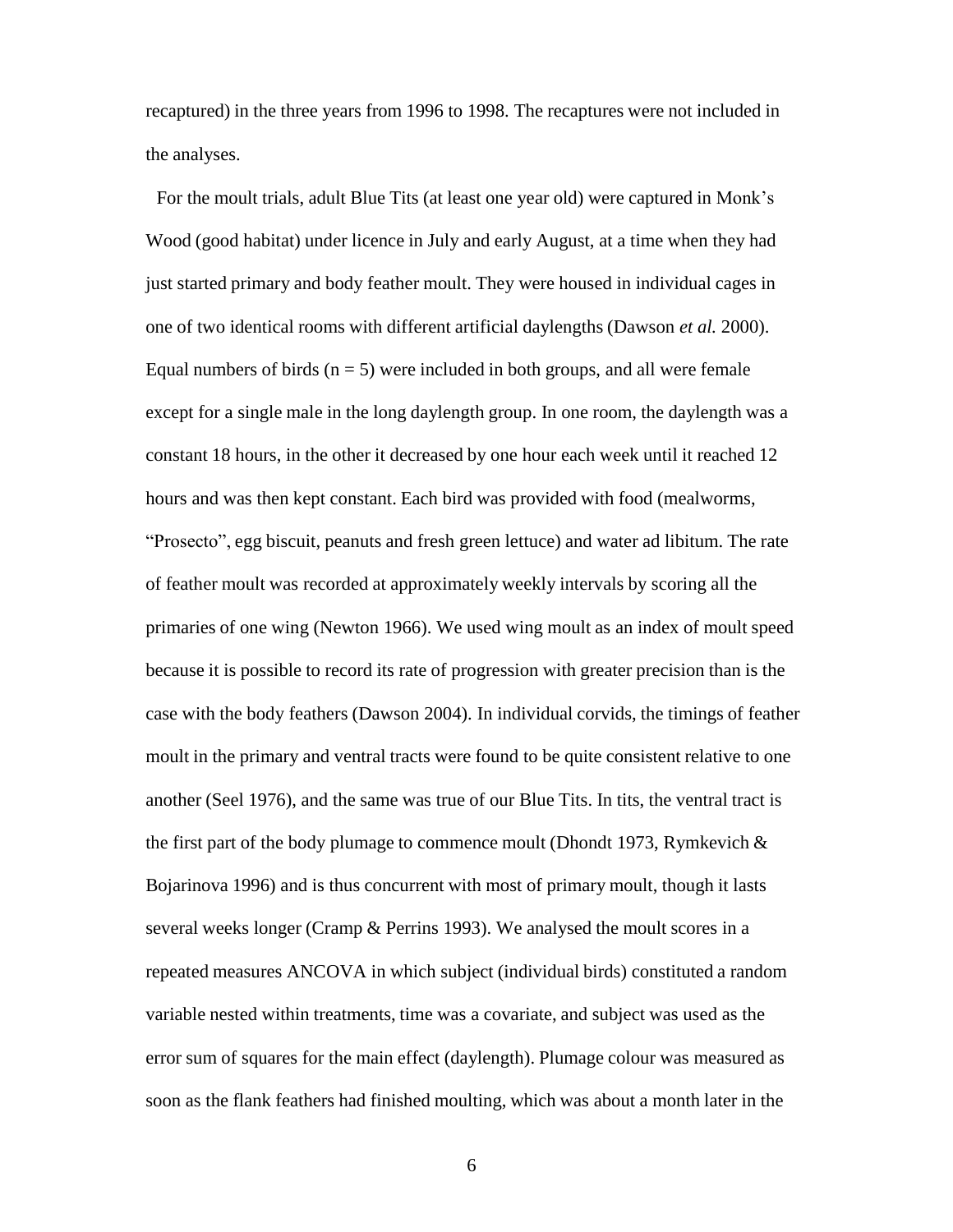recaptured) in the three years from 1996 to 1998. The recaptures were not included in the analyses.

For the moult trials, adult Blue Tits (at least one year old) were captured in Monk's Wood (good habitat) under licence in July and early August, at a time when they had just started primary and body feather moult. They were housed in individual cages in one of two identical rooms with different artificial daylengths (Dawson *et al.* 2000). Equal numbers of birds ($n = 5$) were included in both groups, and all were female except for a single male in the long daylength group. In one room, the daylength was a constant 18 hours, in the other it decreased by one hour each week until it reached 12 hours and was then kept constant. Each bird was provided with food (mealworms, "Prosecto", egg biscuit, peanuts and fresh green lettuce) and water ad libitum. The rate of feather moult was recorded at approximately weekly intervals by scoring all the primaries of one wing (Newton 1966). We used wing moult as an index of moult speed because it is possible to record its rate of progression with greater precision than is the case with the body feathers (Dawson 2004). In individual corvids, the timings of feather moult in the primary and ventral tracts were found to be quite consistent relative to one another (Seel 1976), and the same was true of our Blue Tits. In tits, the ventral tract is the first part of the body plumage to commence moult (Dhondt 1973, Rymkevich & Bojarinova 1996) and is thus concurrent with most of primary moult, though it lasts several weeks longer (Cramp & Perrins 1993). We analysed the moult scores in a repeated measures ANCOVA in which subject (individual birds) constituted a random variable nested within treatments, time was a covariate, and subject was used as the error sum of squares for the main effect (daylength). Plumage colour was measured as soon as the flank feathers had finished moulting, which was about a month later in the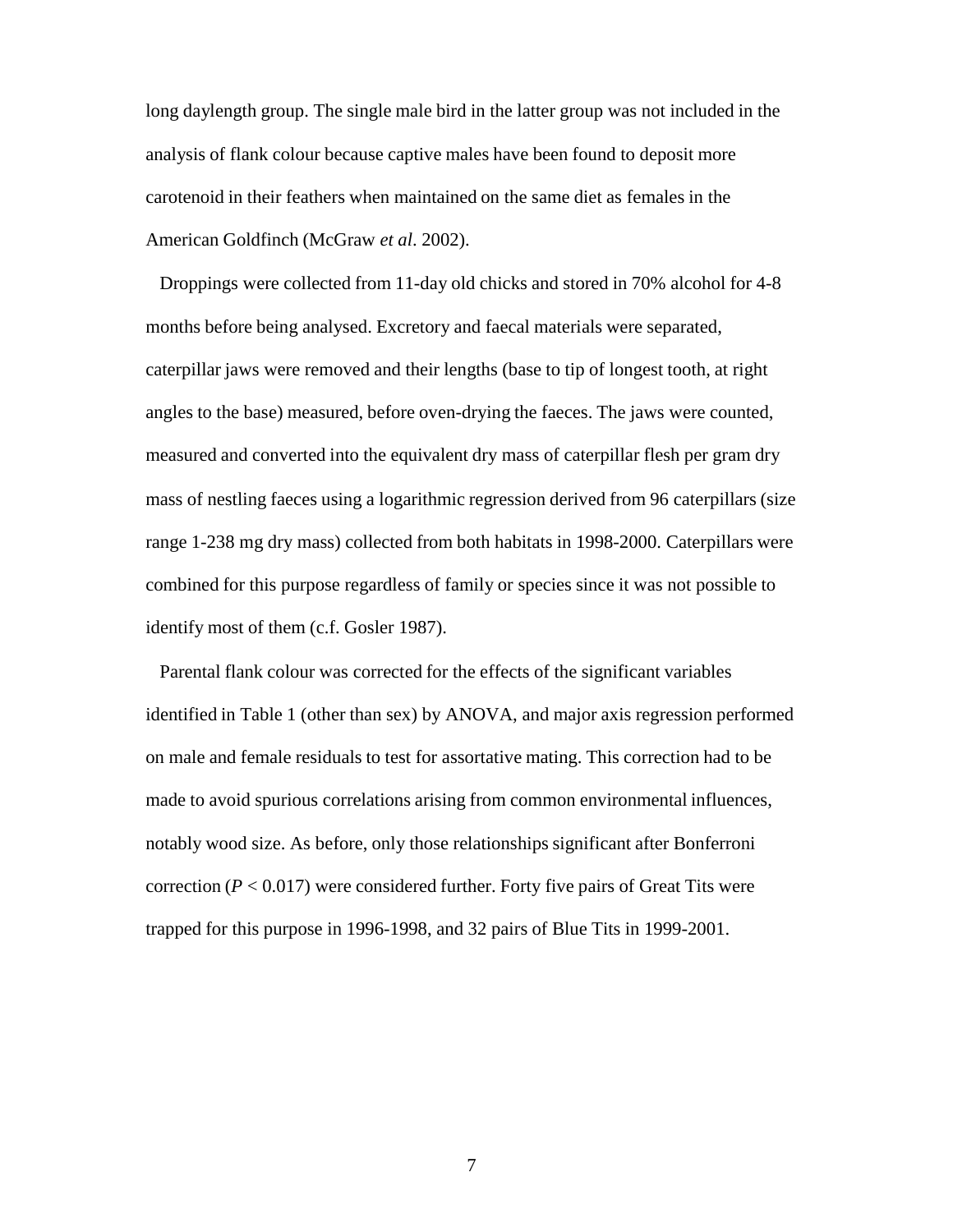long daylength group. The single male bird in the latter group was not included in the analysis of flank colour because captive males have been found to deposit more carotenoid in their feathers when maintained on the same diet as females in the American Goldfinch (McGraw *et al*. 2002).

Droppings were collected from 11-day old chicks and stored in 70% alcohol for 4-8 months before being analysed. Excretory and faecal materials were separated, caterpillar jaws were removed and their lengths (base to tip of longest tooth, at right angles to the base) measured, before oven-drying the faeces. The jaws were counted, measured and converted into the equivalent dry mass of caterpillar flesh per gram dry mass of nestling faeces using a logarithmic regression derived from 96 caterpillars (size range 1-238 mg dry mass) collected from both habitats in 1998-2000. Caterpillars were combined for this purpose regardless of family or species since it was not possible to identify most of them (c.f. Gosler 1987).

Parental flank colour was corrected for the effects of the significant variables identified in Table 1 (other than sex) by ANOVA, and major axis regression performed on male and female residuals to test for assortative mating. This correction had to be made to avoid spurious correlations arising from common environmental influences, notably wood size. As before, only those relationships significant after Bonferroni correction ($P < 0.017$) were considered further. Forty five pairs of Great Tits were trapped for this purpose in 1996-1998, and 32 pairs of Blue Tits in 1999-2001.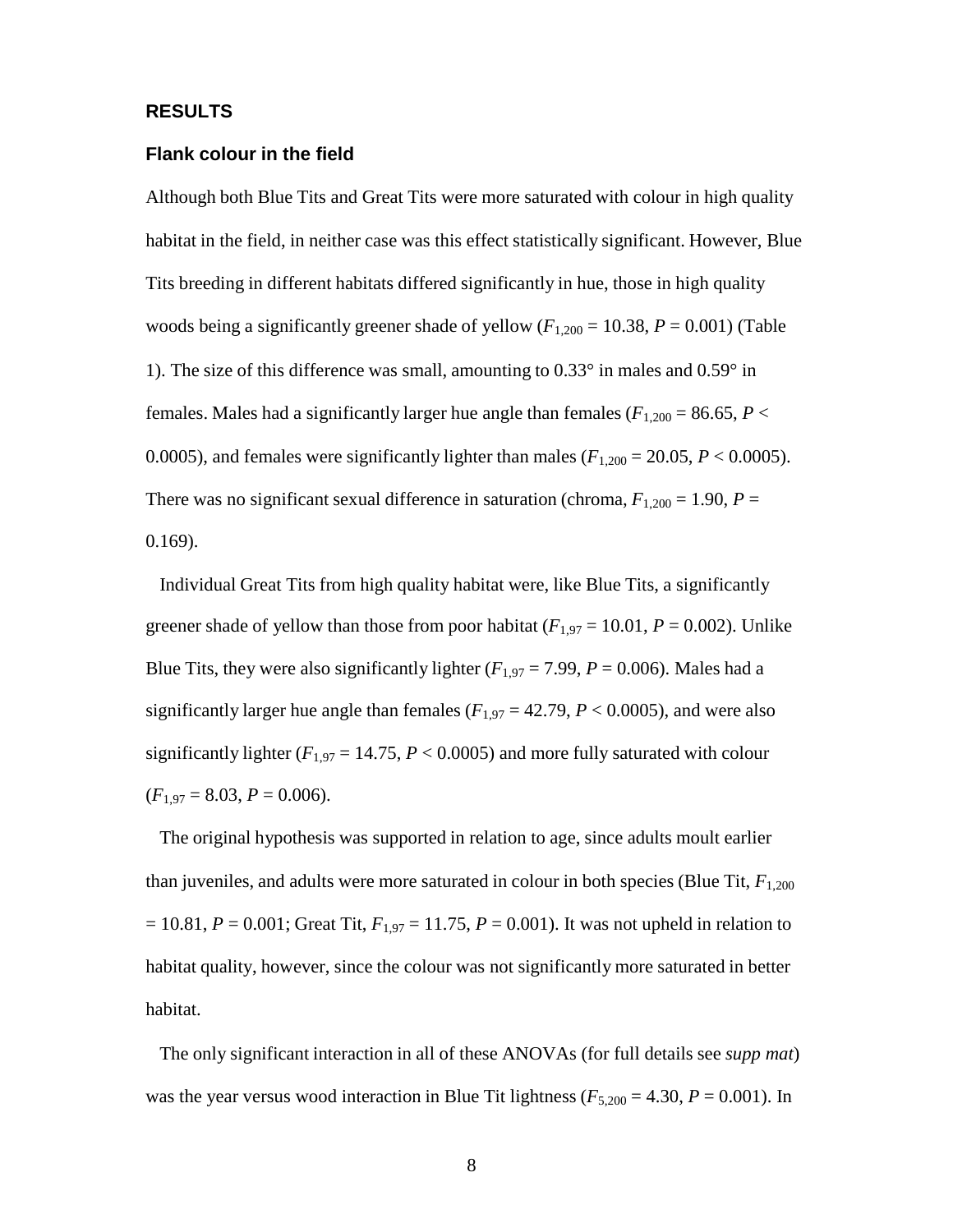## RESULTS

### Flank colour in the field

Although both Blue Tits and Great Tits were more saturated with colour in high quality habitat in the field, in neither case was this effect statistically significant. However, Blue Tits breeding in different habitats differed significantly in hue, those in high quality woods being a significantly greener shade of yellow ($F_{1,200} = 10.38$, $P = 0.001$) (Table 1). The size of this difference was small, amounting to 0.33° in males and 0.59° in females. Males had a significantly larger hue angle than females ($F_{1,200} = 86.65$, $P < 0.0005$), and females were significantly lighter than males ($F_{1,200} = 20.05$, $P < 0.0005$). There was no significant sexual difference in saturation (chroma, $F_{1,200} = 1.90$, $P = 0.169$).

Individual Great Tits from high quality habitat were, like Blue Tits, a significantly greener shade of yellow than those from poor habitat ($F_{1,97} = 10.01$, $P = 0.002$). Unlike Blue Tits, they were also significantly lighter ($F_{1,97} = 7.99$, $P = 0.006$). Males had a significantly larger hue angle than females ($F_{1,97} = 42.79$, $P < 0.0005$), and were also significantly lighter ($F_{1,97} = 14.75$, $P < 0.0005$) and more fully saturated with colour ($F_{1,97} = 8.03$, $P = 0.006$).

The original hypothesis was supported in relation to age, since adults moult earlier than juveniles, and adults were more saturated in colour in both species (Blue Tit, $F_{1,200} = 10.81$, $P = 0.001$; Great Tit, $F_{1,97} = 11.75$, $P = 0.001$). It was not upheld in relation to habitat quality, however, since the colour was not significantly more saturated in better habitat.

The only significant interaction in all of these ANOVAs (for full details see *supp mat*) was the year versus wood interaction in Blue Tit lightness ($F_{5,200} = 4.30$, $P = 0.001$). In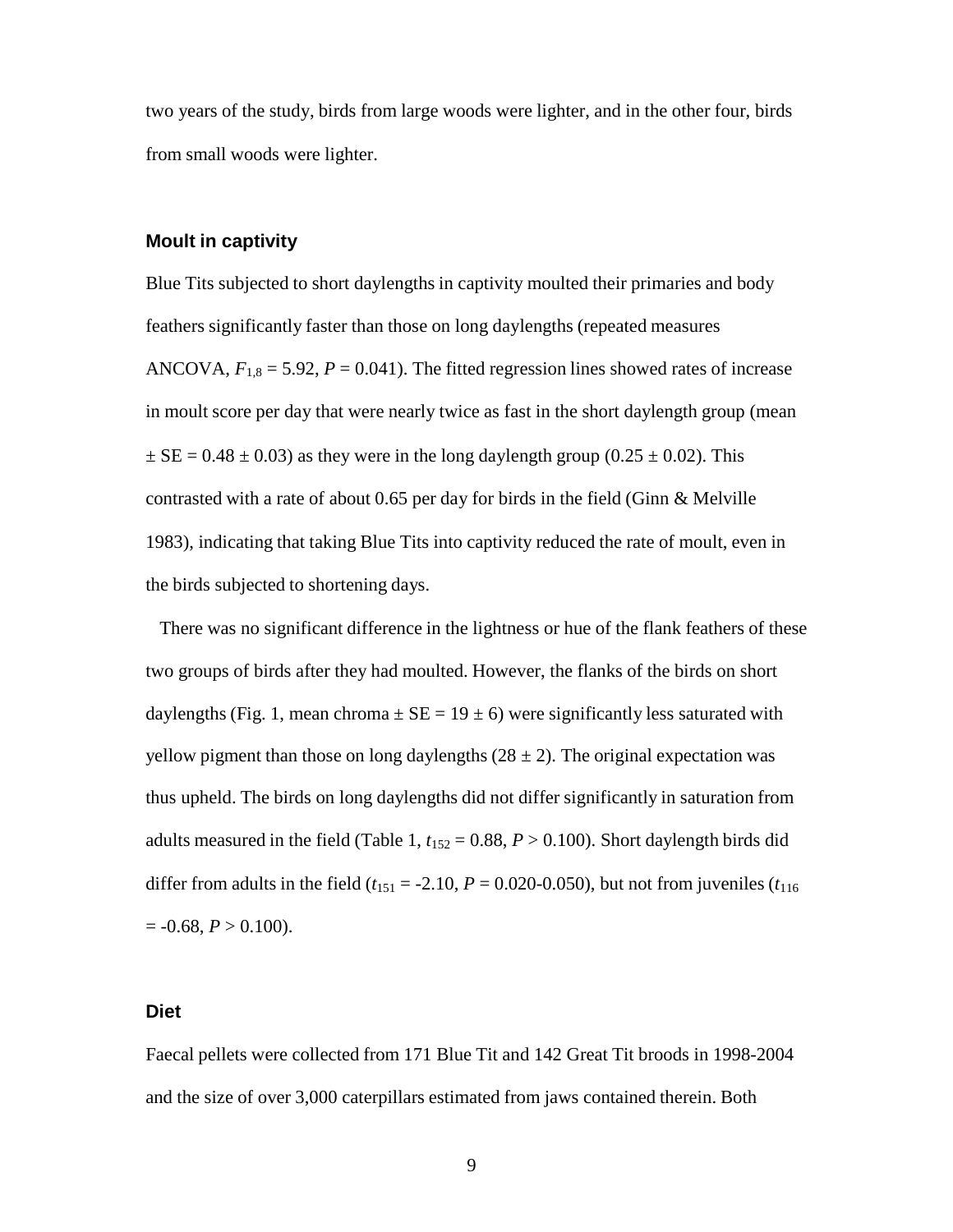two years of the study, birds from large woods were lighter, and in the other four, birds from small woods were lighter.

### Moult in captivity

Blue Tits subjected to short daylengths in captivity moulted their primaries and body feathers significantly faster than those on long daylengths (repeated measures ANCOVA, $F_{1,8} = 5.92$, $P = 0.041$). The fitted regression lines showed rates of increase in moult score per day that were nearly twice as fast in the short daylength group (mean $\pm$ SE = $0.48 \pm 0.03$) as they were in the long daylength group ($0.25 \pm 0.02$). This contrasted with a rate of about 0.65 per day for birds in the field (Ginn & Melville 1983), indicating that taking Blue Tits into captivity reduced the rate of moult, even in the birds subjected to shortening days.

There was no significant difference in the lightness or hue of the flank feathers of these two groups of birds after they had moulted. However, the flanks of the birds on short daylengths (Fig. 1, mean chroma $\pm$ SE = $19 \pm 6$) were significantly less saturated with yellow pigment than those on long daylengths ($28 \pm 2$). The original expectation was thus upheld. The birds on long daylengths did not differ significantly in saturation from adults measured in the field (Table 1, $t_{152} = 0.88$, $P > 0.100$). Short daylength birds did differ from adults in the field ($t_{151} = -2.10$, $P = 0.020\text{-}0.050$), but not from juveniles ($t_{116} = -0.68$, $P > 0.100$).

### Diet

Faecal pellets were collected from 171 Blue Tit and 142 Great Tit broods in 1998-2004 and the size of over 3,000 caterpillars estimated from jaws contained therein. Both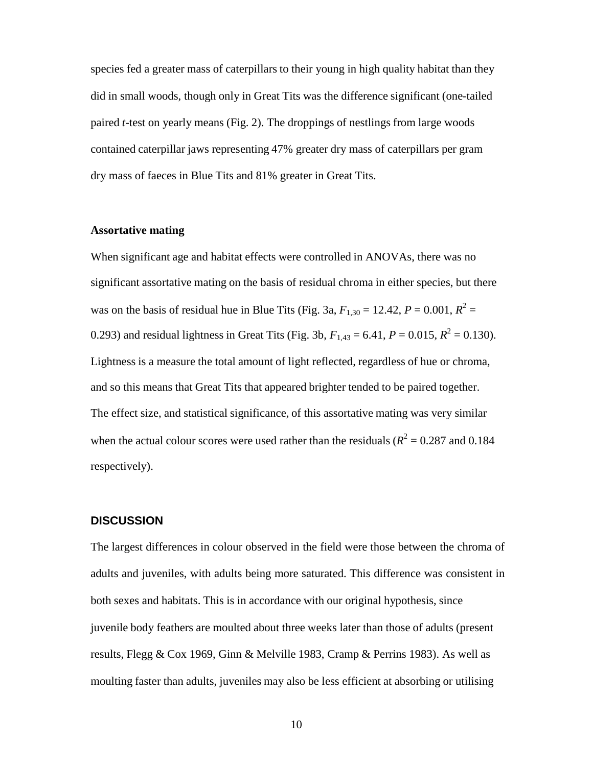species fed a greater mass of caterpillars to their young in high quality habitat than they did in small woods, though only in Great Tits was the difference significant (one-tailed paired *t*-test on yearly means (Fig. 2). The droppings of nestlings from large woods contained caterpillar jaws representing 47% greater dry mass of caterpillars per gram dry mass of faeces in Blue Tits and 81% greater in Great Tits.

### Assortative mating

When significant age and habitat effects were controlled in ANOVAs, there was no significant assortative mating on the basis of residual chroma in either species, but there was on the basis of residual hue in Blue Tits (Fig. 3a, $F_{1,30} = 12.42$, $P = 0.001$, $R^2 = 0.293$) and residual lightness in Great Tits (Fig. 3b, $F_{1,43} = 6.41$, $P = 0.015$, $R^2 = 0.130$). Lightness is a measure the total amount of light reflected, regardless of hue or chroma, and so this means that Great Tits that appeared brighter tended to be paired together. The effect size, and statistical significance, of this assortative mating was very similar when the actual colour scores were used rather than the residuals ($R^2 = 0.287$ and 0.184 respectively).

## DISCUSSION

The largest differences in colour observed in the field were those between the chroma of adults and juveniles, with adults being more saturated. This difference was consistent in both sexes and habitats. This is in accordance with our original hypothesis, since juvenile body feathers are moulted about three weeks later than those of adults (present results, Flegg & Cox 1969, Ginn & Melville 1983, Cramp & Perrins 1983). As well as moulting faster than adults, juveniles may also be less efficient at absorbing or utilising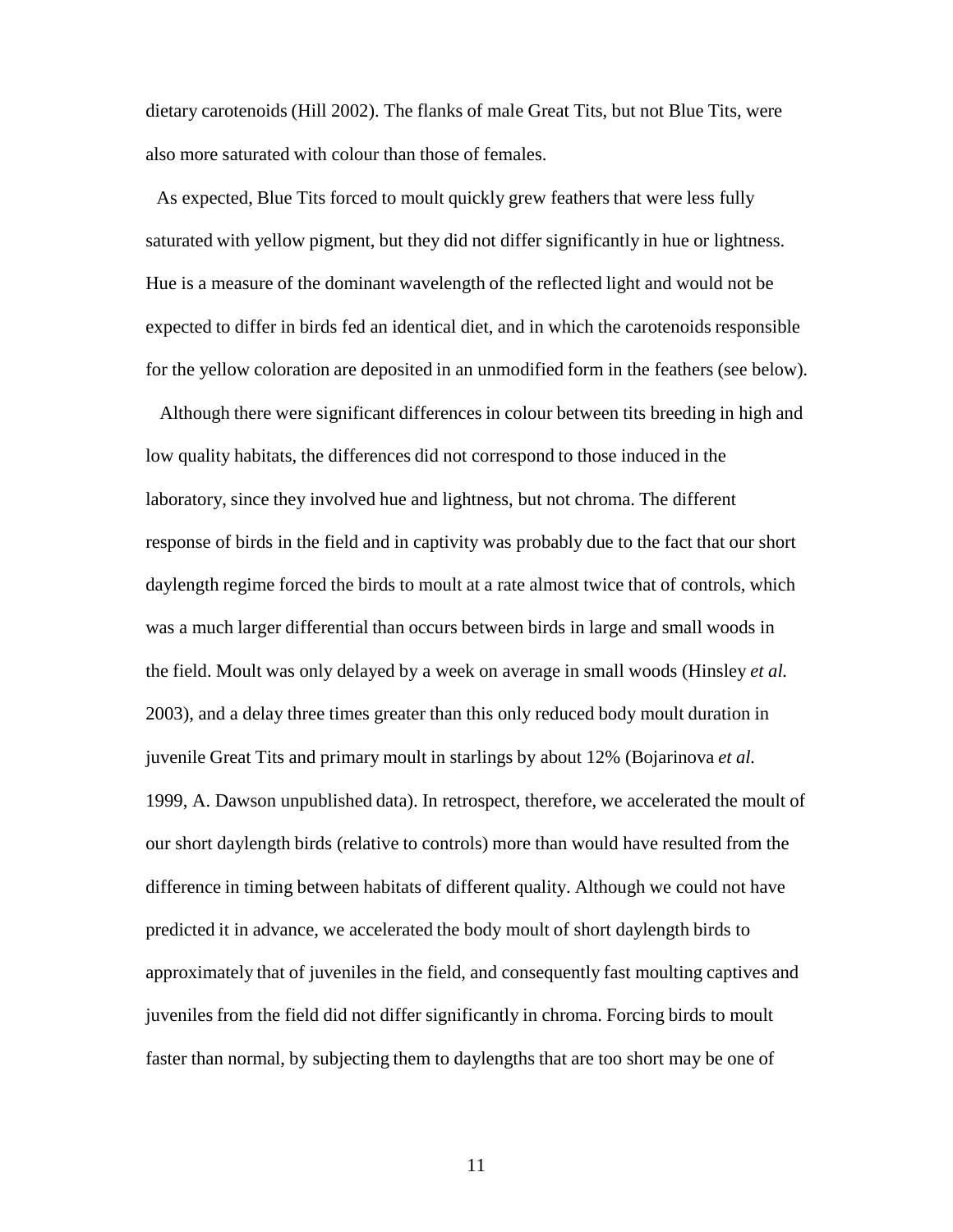dietary carotenoids (Hill 2002). The flanks of male Great Tits, but not Blue Tits, were also more saturated with colour than those of females.

As expected, Blue Tits forced to moult quickly grew feathers that were less fully saturated with yellow pigment, but they did not differ significantly in hue or lightness. Hue is a measure of the dominant wavelength of the reflected light and would not be expected to differ in birds fed an identical diet, and in which the carotenoids responsible for the yellow coloration are deposited in an unmodified form in the feathers (see below).

Although there were significant differences in colour between tits breeding in high and low quality habitats, the differences did not correspond to those induced in the laboratory, since they involved hue and lightness, but not chroma. The different response of birds in the field and in captivity was probably due to the fact that our short daylength regime forced the birds to moult at a rate almost twice that of controls, which was a much larger differential than occurs between birds in large and small woods in the field. Moult was only delayed by a week on average in small woods (Hinsley *et al.* 2003), and a delay three times greater than this only reduced body moult duration in juvenile Great Tits and primary moult in starlings by about 12% (Bojarinova *et al.* 1999, A. Dawson unpublished data). In retrospect, therefore, we accelerated the moult of our short daylength birds (relative to controls) more than would have resulted from the difference in timing between habitats of different quality. Although we could not have predicted it in advance, we accelerated the body moult of short daylength birds to approximately that of juveniles in the field, and consequently fast moulting captives and juveniles from the field did not differ significantly in chroma. Forcing birds to moult faster than normal, by subjecting them to daylengths that are too short may be one of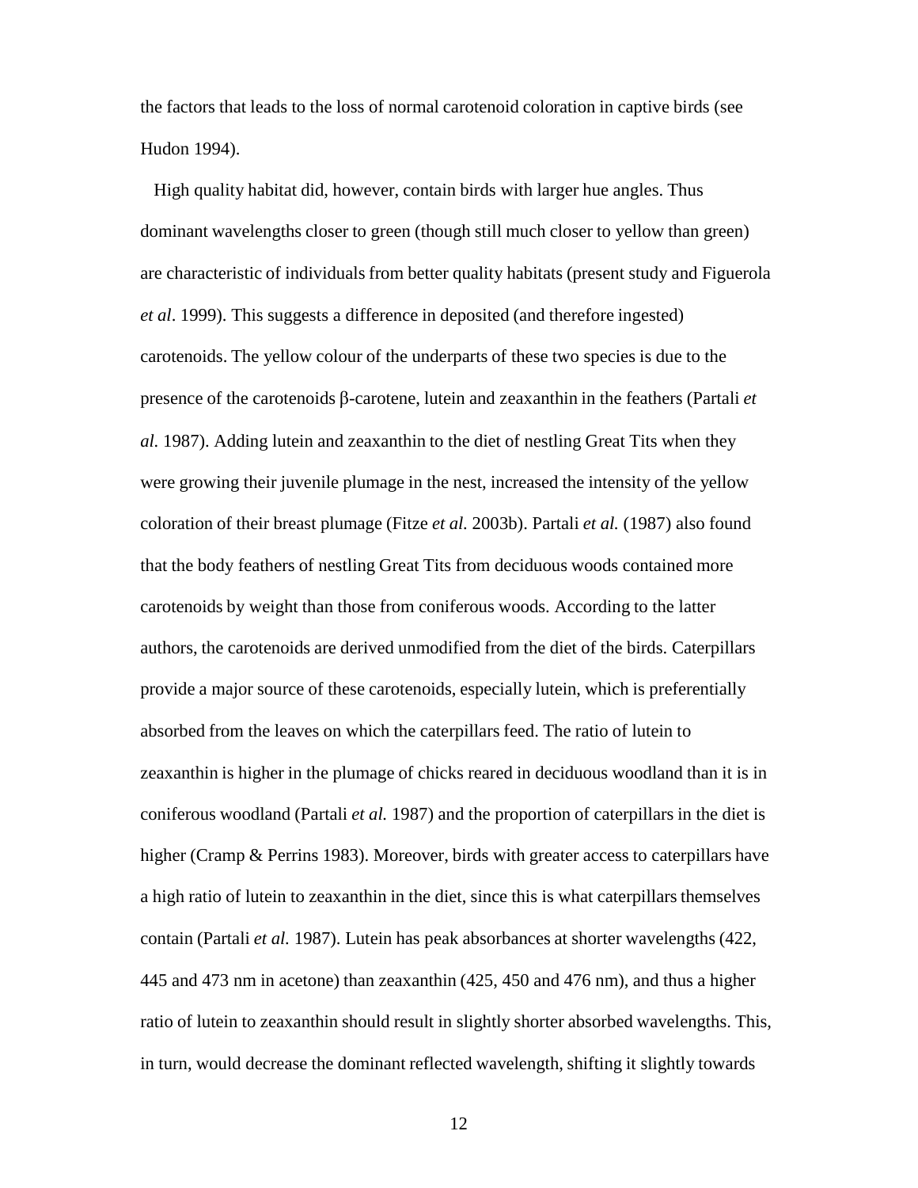the factors that leads to the loss of normal carotenoid coloration in captive birds (see Hudon 1994).

High quality habitat did, however, contain birds with larger hue angles. Thus dominant wavelengths closer to green (though still much closer to yellow than green) are characteristic of individuals from better quality habitats (present study and Figuerola *et al*. 1999). This suggests a difference in deposited (and therefore ingested) carotenoids. The yellow colour of the underparts of these two species is due to the presence of the carotenoids β-carotene, lutein and zeaxanthin in the feathers (Partali *et al.* 1987). Adding lutein and zeaxanthin to the diet of nestling Great Tits when they were growing their juvenile plumage in the nest, increased the intensity of the yellow coloration of their breast plumage (Fitze *et al.* 2003b). Partali *et al.* (1987) also found that the body feathers of nestling Great Tits from deciduous woods contained more carotenoids by weight than those from coniferous woods. According to the latter authors, the carotenoids are derived unmodified from the diet of the birds. Caterpillars provide a major source of these carotenoids, especially lutein, which is preferentially absorbed from the leaves on which the caterpillars feed. The ratio of lutein to zeaxanthin is higher in the plumage of chicks reared in deciduous woodland than it is in coniferous woodland (Partali *et al.* 1987) and the proportion of caterpillars in the diet is higher (Cramp & Perrins 1983). Moreover, birds with greater access to caterpillars have a high ratio of lutein to zeaxanthin in the diet, since this is what caterpillars themselves contain (Partali *et al.* 1987). Lutein has peak absorbances at shorter wavelengths (422, 445 and 473 nm in acetone) than zeaxanthin (425, 450 and 476 nm), and thus a higher ratio of lutein to zeaxanthin should result in slightly shorter absorbed wavelengths. This, in turn, would decrease the dominant reflected wavelength, shifting it slightly towards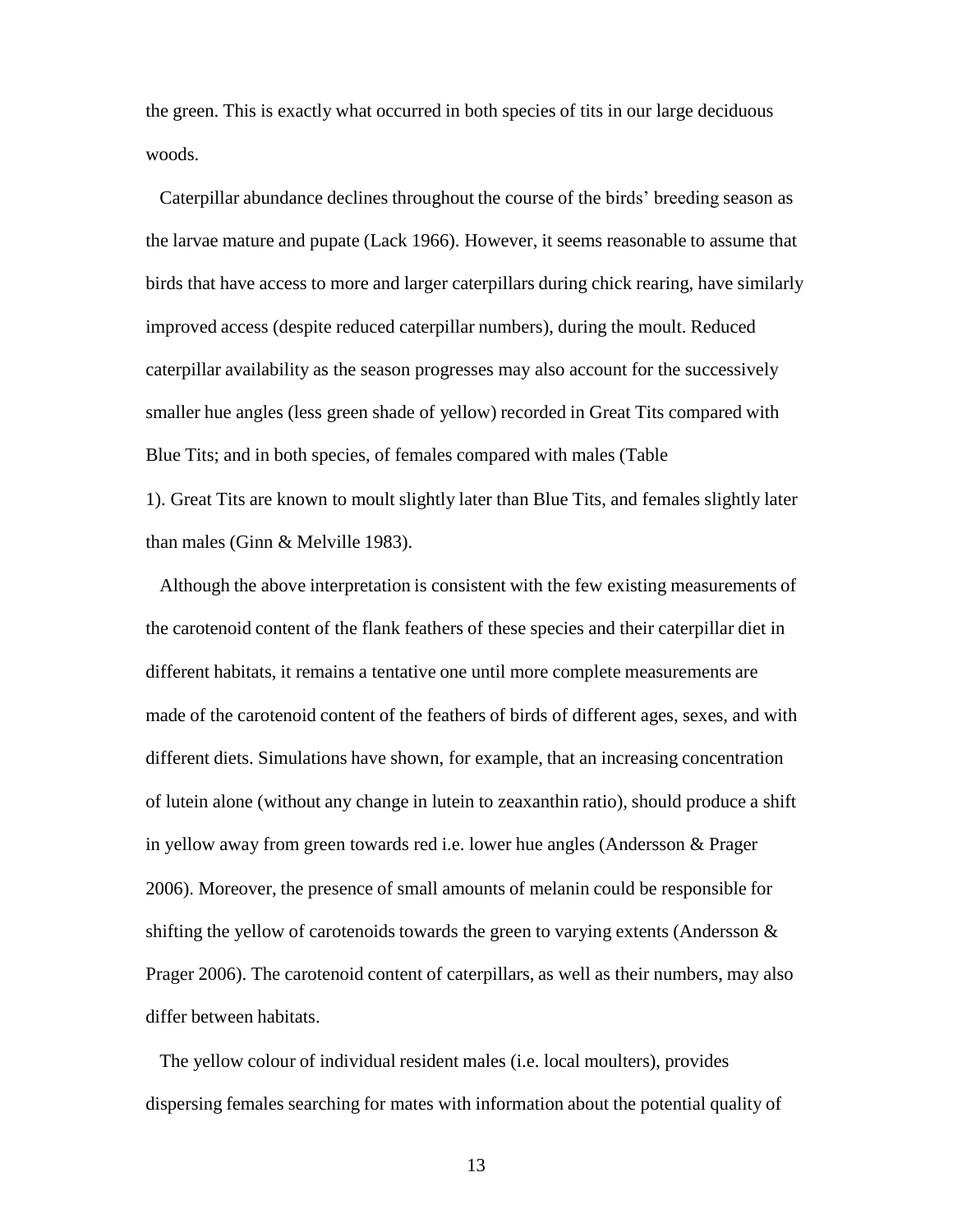the green. This is exactly what occurred in both species of tits in our large deciduous woods.

Caterpillar abundance declines throughout the course of the birds' breeding season as the larvae mature and pupate (Lack 1966). However, it seems reasonable to assume that birds that have access to more and larger caterpillars during chick rearing, have similarly improved access (despite reduced caterpillar numbers), during the moult. Reduced caterpillar availability as the season progresses may also account for the successively smaller hue angles (less green shade of yellow) recorded in Great Tits compared with Blue Tits; and in both species, of females compared with males (Table 1). Great Tits are known to moult slightly later than Blue Tits, and females slightly later than males (Ginn & Melville 1983).

Although the above interpretation is consistent with the few existing measurements of the carotenoid content of the flank feathers of these species and their caterpillar diet in different habitats, it remains a tentative one until more complete measurements are made of the carotenoid content of the feathers of birds of different ages, sexes, and with different diets. Simulations have shown, for example, that an increasing concentration of lutein alone (without any change in lutein to zeaxanthin ratio), should produce a shift in yellow away from green towards red i.e. lower hue angles (Andersson & Prager 2006). Moreover, the presence of small amounts of melanin could be responsible for shifting the yellow of carotenoids towards the green to varying extents (Andersson & Prager 2006). The carotenoid content of caterpillars, as well as their numbers, may also differ between habitats.

The yellow colour of individual resident males (i.e. local moulters), provides dispersing females searching for mates with information about the potential quality of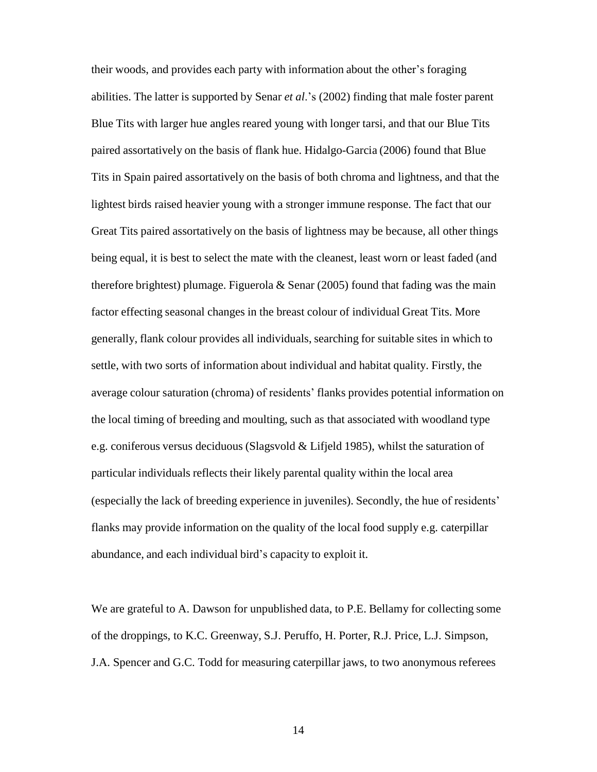their woods, and provides each party with information about the other's foraging abilities. The latter is supported by Senar *et al*.'s (2002) finding that male foster parent Blue Tits with larger hue angles reared young with longer tarsi, and that our Blue Tits paired assortatively on the basis of flank hue. Hidalgo-Garcia (2006) found that Blue Tits in Spain paired assortatively on the basis of both chroma and lightness, and that the lightest birds raised heavier young with a stronger immune response. The fact that our Great Tits paired assortatively on the basis of lightness may be because, all other things being equal, it is best to select the mate with the cleanest, least worn or least faded (and therefore brightest) plumage. Figuerola & Senar (2005) found that fading was the main factor effecting seasonal changes in the breast colour of individual Great Tits. More generally, flank colour provides all individuals, searching for suitable sites in which to settle, with two sorts of information about individual and habitat quality. Firstly, the average colour saturation (chroma) of residents' flanks provides potential information on the local timing of breeding and moulting, such as that associated with woodland type e.g. coniferous versus deciduous (Slagsvold & Lifjeld 1985), whilst the saturation of particular individuals reflects their likely parental quality within the local area (especially the lack of breeding experience in juveniles). Secondly, the hue of residents' flanks may provide information on the quality of the local food supply e.g. caterpillar abundance, and each individual bird's capacity to exploit it.

We are grateful to A. Dawson for unpublished data, to P.E. Bellamy for collecting some of the droppings, to K.C. Greenway, S.J. Peruffo, H. Porter, R.J. Price, L.J. Simpson, J.A. Spencer and G.C. Todd for measuring caterpillar jaws, to two anonymous referees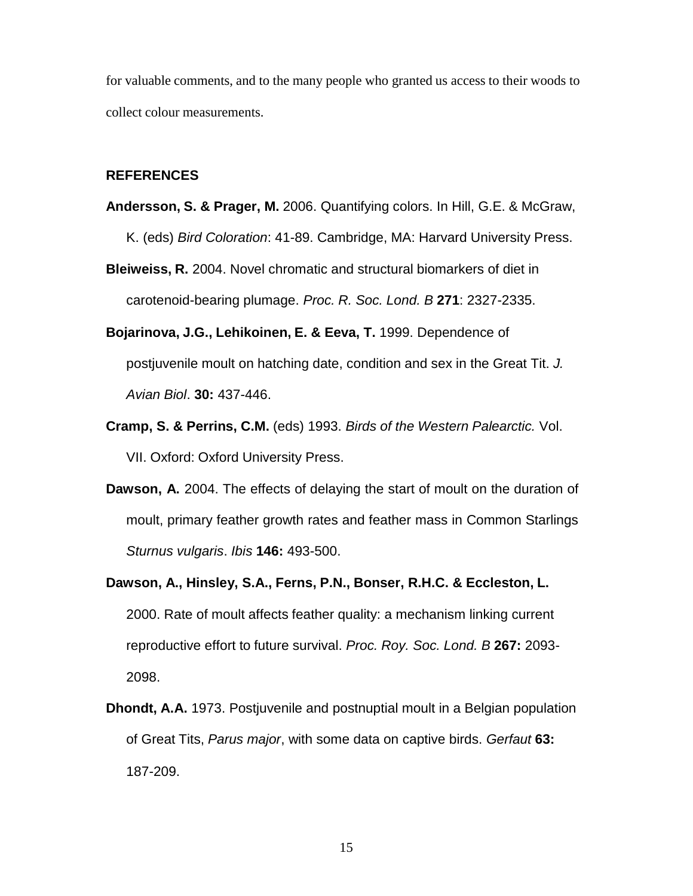for valuable comments, and to the many people who granted us access to their woods to collect colour measurements.

## REFERENCES

**Andersson, S. & Prager, M.** 2006. Quantifying colors. In Hill, G.E. & McGraw, K. (eds) *Bird Coloration*: 41-89. Cambridge, MA: Harvard University Press.

**Bleiweiss, R.** 2004. Novel chromatic and structural biomarkers of diet in carotenoid-bearing plumage. *Proc. R. Soc. Lond. B* **271**: 2327-2335.

**Bojarinova, J.G., Lehikoinen, E. & Eeva, T.** 1999. Dependence of postjuvenile moult on hatching date, condition and sex in the Great Tit. *J. Avian Biol*. **30:** 437-446.

**Cramp, S. & Perrins, C.M.** (eds) 1993. *Birds of the Western Palearctic.* Vol. VII. Oxford: Oxford University Press.

**Dawson, A.** 2004. The effects of delaying the start of moult on the duration of moult, primary feather growth rates and feather mass in Common Starlings *Sturnus vulgaris*. *Ibis* **146:** 493-500.

**Dawson, A., Hinsley, S.A., Ferns, P.N., Bonser, R.H.C. & Eccleston, L.** 2000. Rate of moult affects feather quality: a mechanism linking current reproductive effort to future survival. *Proc. Roy. Soc. Lond. B* **267:** 2093-2098.

**Dhondt, A.A.** 1973. Postjuvenile and postnuptial moult in a Belgian population of Great Tits, *Parus major*, with some data on captive birds. *Gerfaut* **63:** 187-209.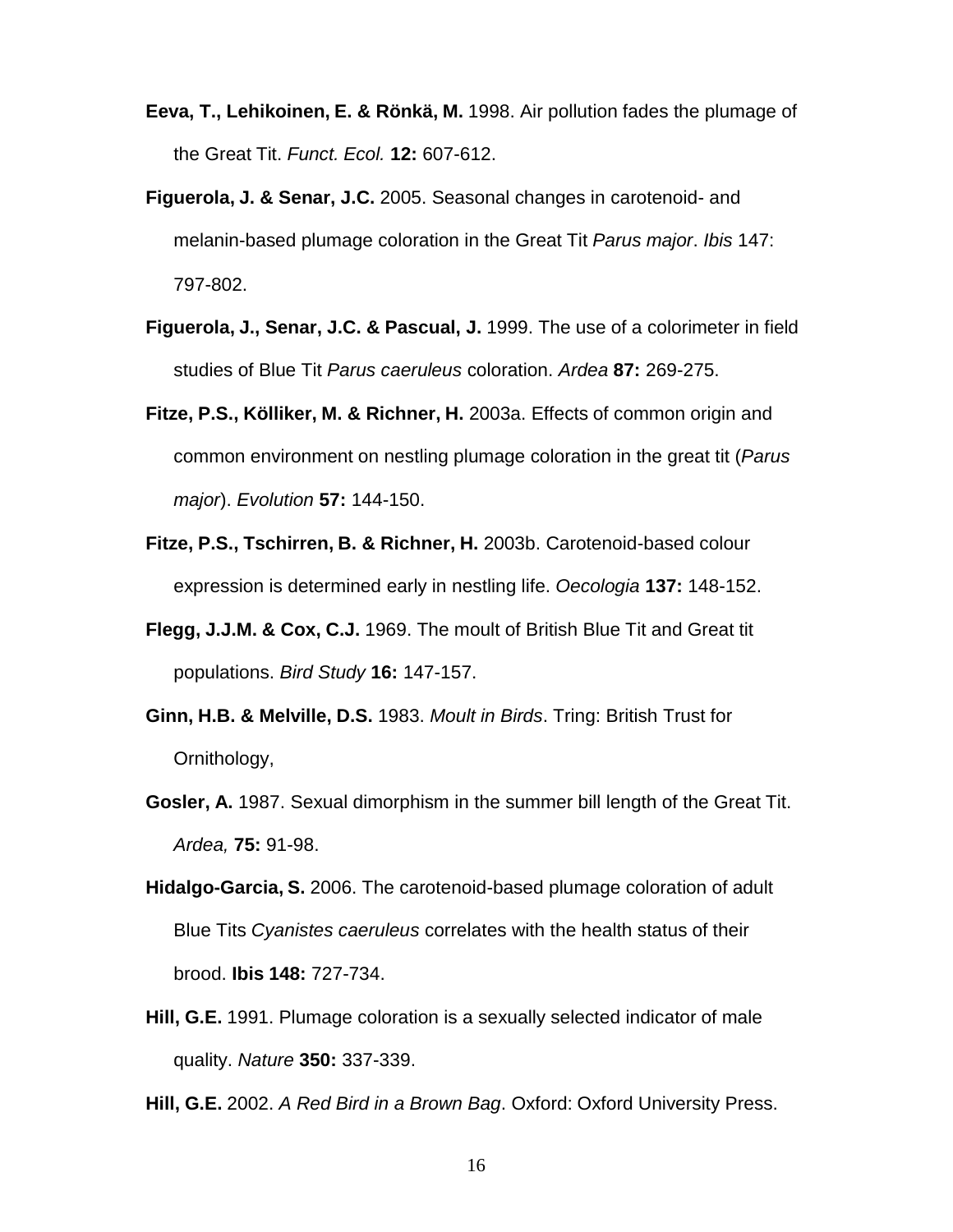**Eeva, T., Lehikoinen, E. & Rönkä, M.** 1998. Air pollution fades the plumage of the Great Tit. *Funct. Ecol.* **12:** 607-612.

**Figuerola, J. & Senar, J.C.** 2005. Seasonal changes in carotenoid- and melanin-based plumage coloration in the Great Tit *Parus major*. *Ibis* 147: 797-802.

**Figuerola, J., Senar, J.C. & Pascual, J.** 1999. The use of a colorimeter in field studies of Blue Tit *Parus caeruleus* coloration. *Ardea* **87:** 269-275.

**Fitze, P.S., Kölliker, M. & Richner, H.** 2003a. Effects of common origin and common environment on nestling plumage coloration in the great tit (*Parus major*). *Evolution* **57:** 144-150.

**Fitze, P.S., Tschirren, B. & Richner, H.** 2003b. Carotenoid-based colour expression is determined early in nestling life. *Oecologia* **137:** 148-152.

**Flegg, J.J.M. & Cox, C.J.** 1969. The moult of British Blue Tit and Great tit populations. *Bird Study* **16:** 147-157.

**Ginn, H.B. & Melville, D.S.** 1983. *Moult in Birds*. Tring: British Trust for Ornithology,

**Gosler, A.** 1987. Sexual dimorphism in the summer bill length of the Great Tit. *Ardea,* **75:** 91-98.

**Hidalgo-Garcia, S.** 2006. The carotenoid-based plumage coloration of adult Blue Tits *Cyanistes caeruleus* correlates with the health status of their brood. **Ibis 148:** 727-734.

**Hill, G.E.** 1991. Plumage coloration is a sexually selected indicator of male quality. *Nature* **350:** 337-339.

**Hill, G.E.** 2002. *A Red Bird in a Brown Bag*. Oxford: Oxford University Press.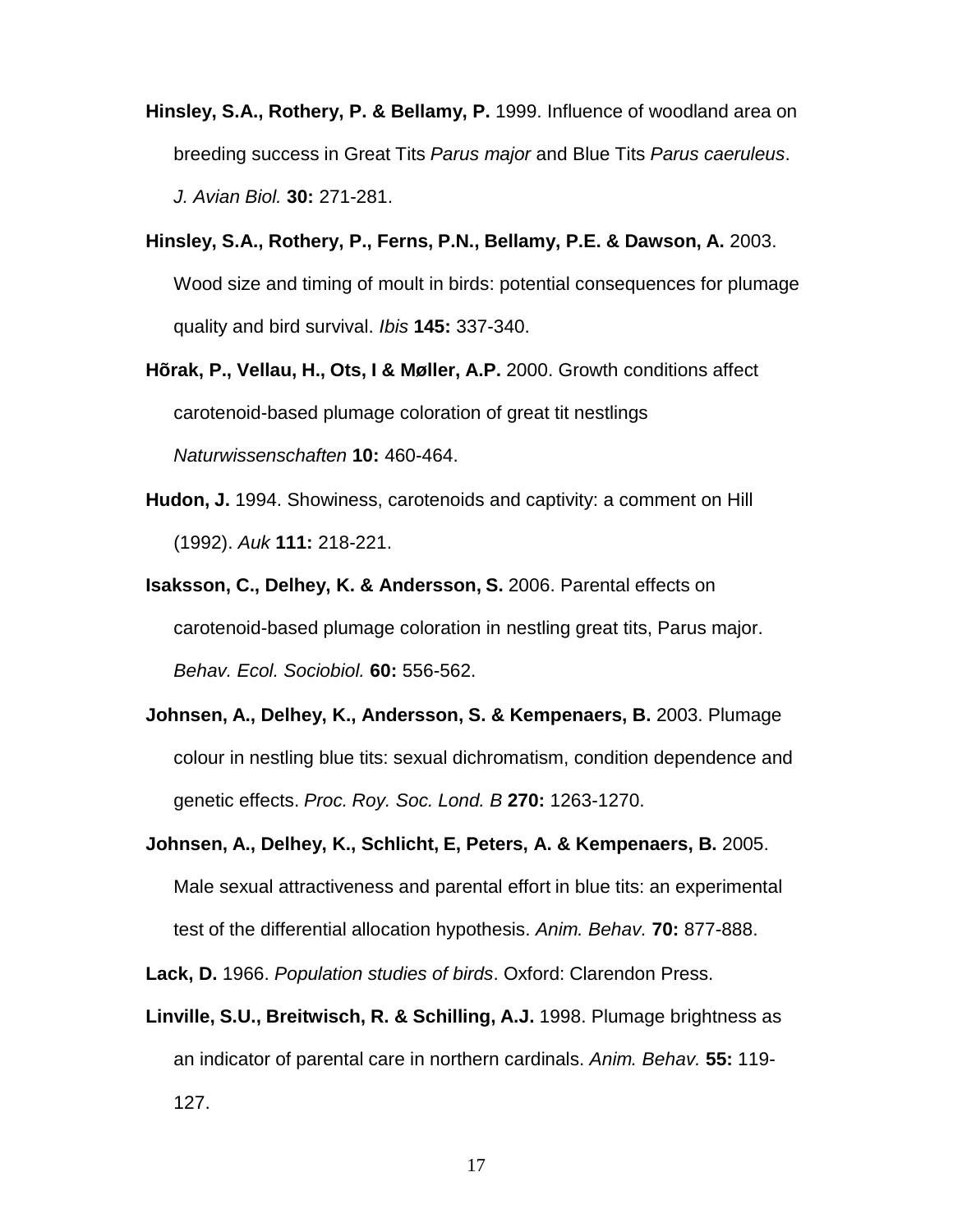**Hinsley, S.A., Rothery, P. & Bellamy, P.** 1999. Influence of woodland area on breeding success in Great Tits *Parus major* and Blue Tits *Parus caeruleus*. *J. Avian Biol.* **30:** 271-281.

**Hinsley, S.A., Rothery, P., Ferns, P.N., Bellamy, P.E. & Dawson, A.** 2003. Wood size and timing of moult in birds: potential consequences for plumage quality and bird survival. *Ibis* **145:** 337-340.

**Hõrak, P., Vellau, H., Ots, I & Møller, A.P.** 2000. Growth conditions affect carotenoid-based plumage coloration of great tit nestlings *Naturwissenschaften* **10:** 460-464.

**Hudon, J.** 1994. Showiness, carotenoids and captivity: a comment on Hill (1992). *Auk* **111:** 218-221.

**Isaksson, C., Delhey, K. & Andersson, S.** 2006. Parental effects on carotenoid-based plumage coloration in nestling great tits, Parus major. *Behav. Ecol. Sociobiol.* **60:** 556-562.

**Johnsen, A., Delhey, K., Andersson, S. & Kempenaers, B.** 2003. Plumage colour in nestling blue tits: sexual dichromatism, condition dependence and genetic effects. *Proc. Roy. Soc. Lond. B* **270:** 1263-1270.

**Johnsen, A., Delhey, K., Schlicht, E, Peters, A. & Kempenaers, B.** 2005. Male sexual attractiveness and parental effort in blue tits: an experimental test of the differential allocation hypothesis. *Anim. Behav.* **70:** 877-888.

**Lack, D.** 1966. *Population studies of birds*. Oxford: Clarendon Press.

**Linville, S.U., Breitwisch, R. & Schilling, A.J.** 1998. Plumage brightness as an indicator of parental care in northern cardinals. *Anim. Behav.* **55:** 119-127.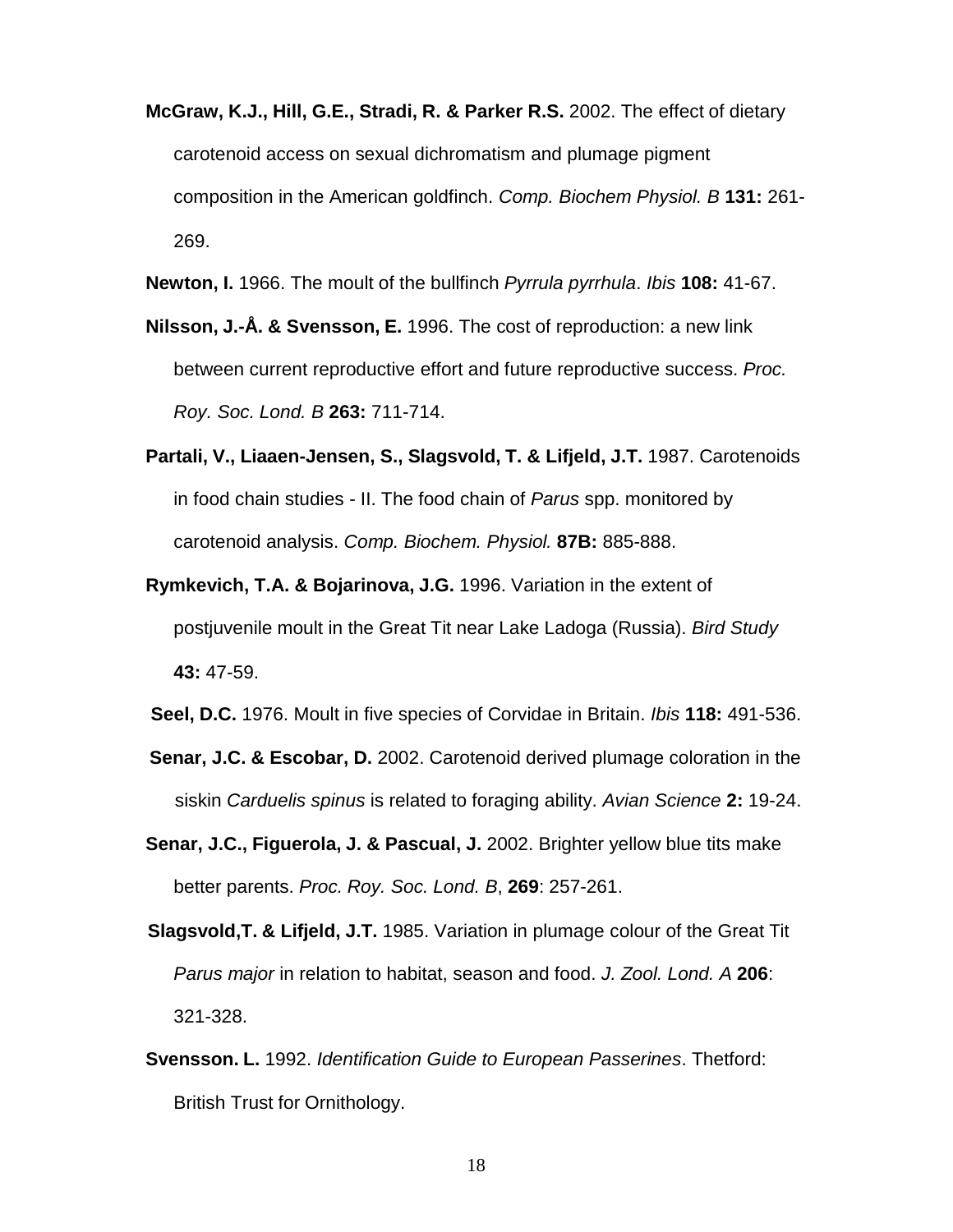**McGraw, K.J., Hill, G.E., Stradi, R. & Parker R.S.** 2002. The effect of dietary carotenoid access on sexual dichromatism and plumage pigment composition in the American goldfinch. *Comp. Biochem Physiol. B* **131:** 261-269.

**Newton, I.** 1966. The moult of the bullfinch *Pyrrula pyrrhula*. *Ibis* **108:** 41-67.

**Nilsson, J.-Å. & Svensson, E.** 1996. The cost of reproduction: a new link between current reproductive effort and future reproductive success. *Proc. Roy. Soc. Lond. B* **263:** 711-714.

**Partali, V., Liaaen-Jensen, S., Slagsvold, T. & Lifjeld, J.T.** 1987. Carotenoids in food chain studies - II. The food chain of *Parus* spp. monitored by carotenoid analysis. *Comp. Biochem. Physiol.* **87B:** 885-888.

**Rymkevich, T.A. & Bojarinova, J.G.** 1996. Variation in the extent of postjuvenile moult in the Great Tit near Lake Ladoga (Russia). *Bird Study* **43:** 47-59.

**Seel, D.C.** 1976. Moult in five species of Corvidae in Britain. *Ibis* **118:** 491-536.

**Senar, J.C. & Escobar, D.** 2002. Carotenoid derived plumage coloration in the siskin *Carduelis spinus* is related to foraging ability. *Avian Science* **2:** 19-24.

**Senar, J.C., Figuerola, J. & Pascual, J.** 2002. Brighter yellow blue tits make better parents. *Proc. Roy. Soc. Lond. B*, **269**: 257-261.

**Slagsvold,T. & Lifjeld, J.T.** 1985. Variation in plumage colour of the Great Tit *Parus major* in relation to habitat, season and food. *J. Zool. Lond. A* **206**: 321-328.

**Svensson. L.** 1992. *Identification Guide to European Passerines*. Thetford: British Trust for Ornithology.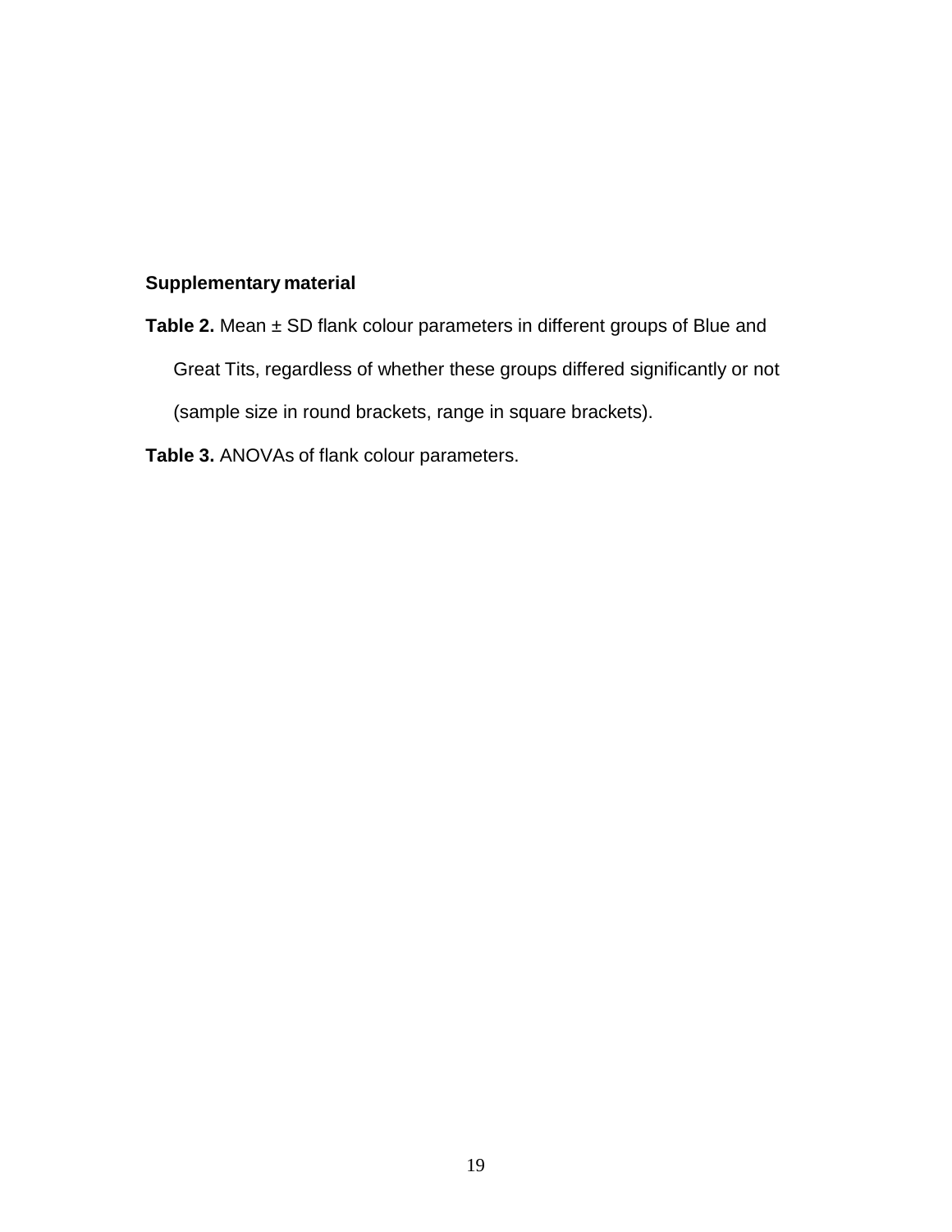**Supplementary material**

**Table 2.** Mean ± SD flank colour parameters in different groups of Blue and Great Tits, regardless of whether these groups differed significantly or not (sample size in round brackets, range in square brackets).

**Table 3.** ANOVAs of flank colour parameters.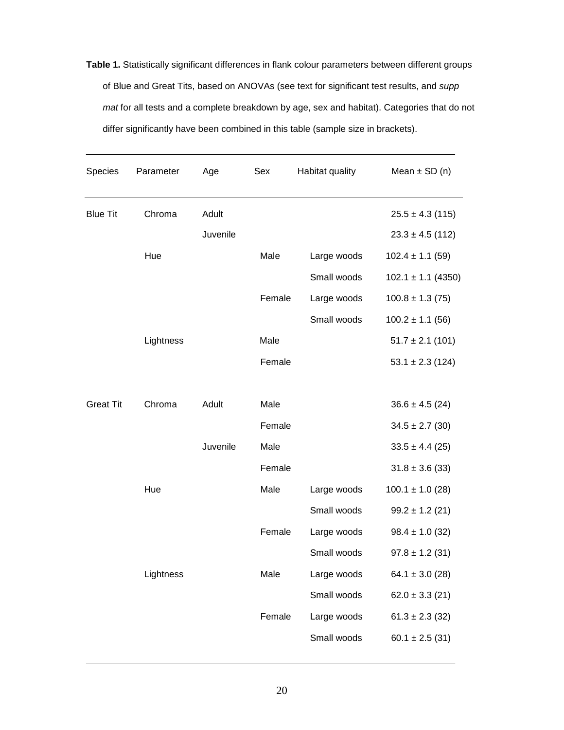**Table 1.** Statistically significant differences in flank colour parameters between different groups of Blue and Great Tits, based on ANOVAs (see text for significant test results, and *supp mat* for all tests and a complete breakdown by age, sex and habitat). Categories that do not differ significantly have been combined in this table (sample size in brackets).

| Species | Parameter | Age | Sex | Habitat quality | Mean ± SD (n) |
|---|---|---|---|---|---|
| Blue Tit | Chroma | Adult | | | 25.5 ± 4.3 (115) |
| | | Juvenile | | | 23.3 ± 4.5 (112) |
| | Hue | | Male | Large woods | 102.4 ± 1.1 (59) |
| | | | | Small woods | 102.1 ± 1.1 (4350) |
| | | | Female | Large woods | 100.8 ± 1.3 (75) |
| | | | | Small woods | 100.2 ± 1.1 (56) |
| | Lightness | | Male | | 51.7 ± 2.1 (101) |
| | | | Female | | 53.1 ± 2.3 (124) |
| Great Tit | Chroma | Adult | Male | | 36.6 ± 4.5 (24) |
| | | | Female | | 34.5 ± 2.7 (30) |
| | | Juvenile | Male | | 33.5 ± 4.4 (25) |
| | | | Female | | 31.8 ± 3.6 (33) |
| | Hue | | Male | Large woods | 100.1 ± 1.0 (28) |
| | | | | Small woods | 99.2 ± 1.2 (21) |
| | | | Female | Large woods | 98.4 ± 1.0 (32) |
| | | | | Small woods | 97.8 ± 1.2 (31) |
| | Lightness | | Male | Large woods | 64.1 ± 3.0 (28) |
| | | | | Small woods | 62.0 ± 3.3 (21) |
| | | | Female | Large woods | 61.3 ± 2.3 (32) |
| | | | | Small woods | 60.1 ± 2.5 (31) |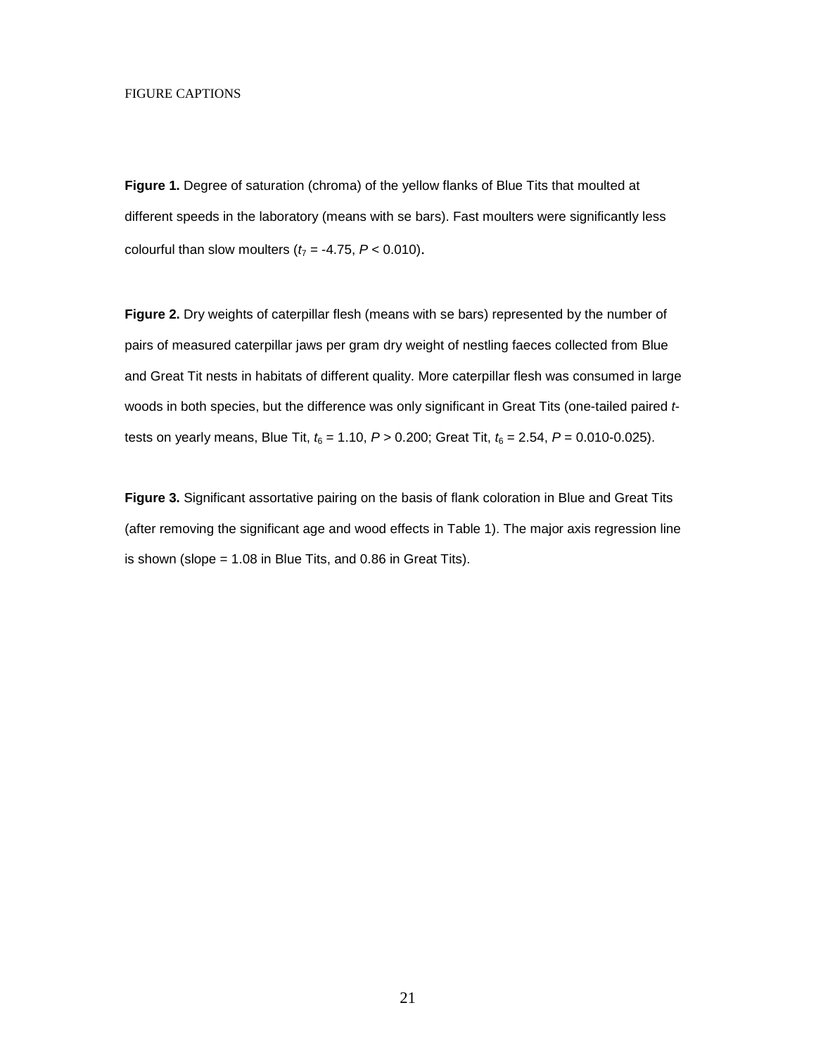FIGURE CAPTIONS

**Figure 1.** Degree of saturation (chroma) of the yellow flanks of Blue Tits that moulted at different speeds in the laboratory (means with se bars). Fast moulters were significantly less colourful than slow moulters ($t_7$ = -4.75, $P$ < 0.010).

**Figure 2.** Dry weights of caterpillar flesh (means with se bars) represented by the number of pairs of measured caterpillar jaws per gram dry weight of nestling faeces collected from Blue and Great Tit nests in habitats of different quality. More caterpillar flesh was consumed in large woods in both species, but the difference was only significant in Great Tits (one-tailed paired *t*-tests on yearly means, Blue Tit, $t_6$ = 1.10, $P$ > 0.200; Great Tit, $t_6$ = 2.54, $P$ = 0.010-0.025).

**Figure 3.** Significant assortative pairing on the basis of flank coloration in Blue and Great Tits (after removing the significant age and wood effects in Table 1). The major axis regression line is shown (slope = 1.08 in Blue Tits, and 0.86 in Great Tits).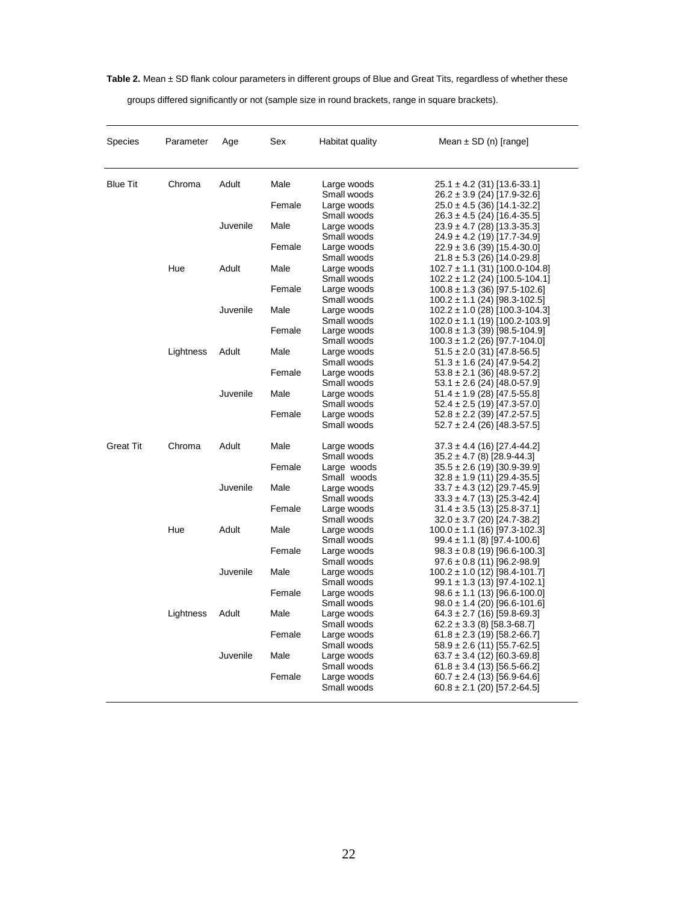**Table 2.** Mean ± SD flank colour parameters in different groups of Blue and Great Tits, regardless of whether these groups differed significantly or not (sample size in round brackets, range in square brackets).

| Species | Parameter | Age | Sex | Habitat quality | Mean ± SD (n) [range] |
|---|---|---|---|---|---|
| Blue Tit | Chroma | Adult | Male | Large woods | 25.1 ± 4.2 (31) [13.6-33.1] |
| | | | | Small woods | 26.2 ± 3.9 (24) [17.9-32.6] |
| | | | Female | Large woods | 25.0 ± 4.5 (36) [14.1-32.2] |
| | | | | Small woods | 26.3 ± 4.5 (24) [16.4-35.5] |
| | | Juvenile | Male | Large woods | 23.9 ± 4.7 (28) [13.3-35.3] |
| | | | | Small woods | 24.9 ± 4.2 (19) [17.7-34.9] |
| | | | Female | Large woods | 22.9 ± 3.6 (39) [15.4-30.0] |
| | | | | Small woods | 21.8 ± 5.3 (26) [14.0-29.8] |
| | Hue | Adult | Male | Large woods | 102.7 ± 1.1 (31) [100.0-104.8] |
| | | | | Small woods | 102.2 ± 1.2 (24) [100.5-104.1] |
| | | | Female | Large woods | 100.8 ± 1.3 (36) [97.5-102.6] |
| | | | | Small woods | 100.2 ± 1.1 (24) [98.3-102.5] |
| | | Juvenile | Male | Large woods | 102.2 ± 1.0 (28) [100.3-104.3] |
| | | | | Small woods | 102.0 ± 1.1 (19) [100.2-103.9] |
| | | | Female | Large woods | 100.8 ± 1.3 (39) [98.5-104.9] |
| | | | | Small woods | 100.3 ± 1.2 (26) [97.7-104.0] |
| | Lightness | Adult | Male | Large woods | 51.5 ± 2.0 (31) [47.8-56.5] |
| | | | | Small woods | 51.3 ± 1.6 (24) [47.9-54.2] |
| | | | Female | Large woods | 53.8 ± 2.1 (36) [48.9-57.2] |
| | | | | Small woods | 53.1 ± 2.6 (24) [48.0-57.9] |
| | | Juvenile | Male | Large woods | 51.4 ± 1.9 (28) [47.5-55.8] |
| | | | | Small woods | 52.4 ± 2.5 (19) [47.3-57.0] |
| | | | Female | Large woods | 52.8 ± 2.2 (39) [47.2-57.5] |
| | | | | Small woods | 52.7 ± 2.4 (26) [48.3-57.5] |
| Great Tit | Chroma | Adult | Male | Large woods | 37.3 ± 4.4 (16) [27.4-44.2] |
| | | | | Small woods | 35.2 ± 4.7 (8) [28.9-44.3] |
| | | | Female | Large woods | 35.5 ± 2.6 (19) [30.9-39.9] |
| | | | | Small woods | 32.8 ± 1.9 (11) [29.4-35.5] |
| | | Juvenile | Male | Large woods | 33.7 ± 4.3 (12) [29.7-45.9] |
| | | | | Small woods | 33.3 ± 4.7 (13) [25.3-42.4] |
| | | | Female | Large woods | 31.4 ± 3.5 (13) [25.8-37.1] |
| | | | | Small woods | 32.0 ± 3.7 (20) [24.7-38.2] |
| | Hue | Adult | Male | Large woods | 100.0 ± 1.1 (16) [97.3-102.3] |
| | | | | Small woods | 99.4 ± 1.1 (8) [97.4-100.6] |
| | | | Female | Large woods | 98.3 ± 0.8 (19) [96.6-100.3] |
| | | | | Small woods | 97.6 ± 0.8 (11) [96.2-98.9] |
| | | Juvenile | Male | Large woods | 100.2 ± 1.0 (12) [98.4-101.7] |
| | | | | Small woods | 99.1 ± 1.3 (13) [97.4-102.1] |
| | | | Female | Large woods | 98.6 ± 1.1 (13) [96.6-100.0] |
| | | | | Small woods | 98.0 ± 1.4 (20) [96.6-101.6] |
| | Lightness | Adult | Male | Large woods | 64.3 ± 2.7 (16) [59.8-69.3] |
| | | | | Small woods | 62.2 ± 3.3 (8) [58.3-68.7] |
| | | | Female | Large woods | 61.8 ± 2.3 (19) [58.2-66.7] |
| | | | | Small woods | 58.9 ± 2.6 (11) [55.7-62.5] |
| | | Juvenile | Male | Large woods | 63.7 ± 3.4 (12) [60.3-69.8] |
| | | | | Small woods | 61.8 ± 3.4 (13) [56.5-66.2] |
| | | | Female | Large woods | 60.7 ± 2.4 (13) [56.9-64.6] |
| | | | | Small woods | 60.8 ± 2.1 (20) [57.2-64.5] |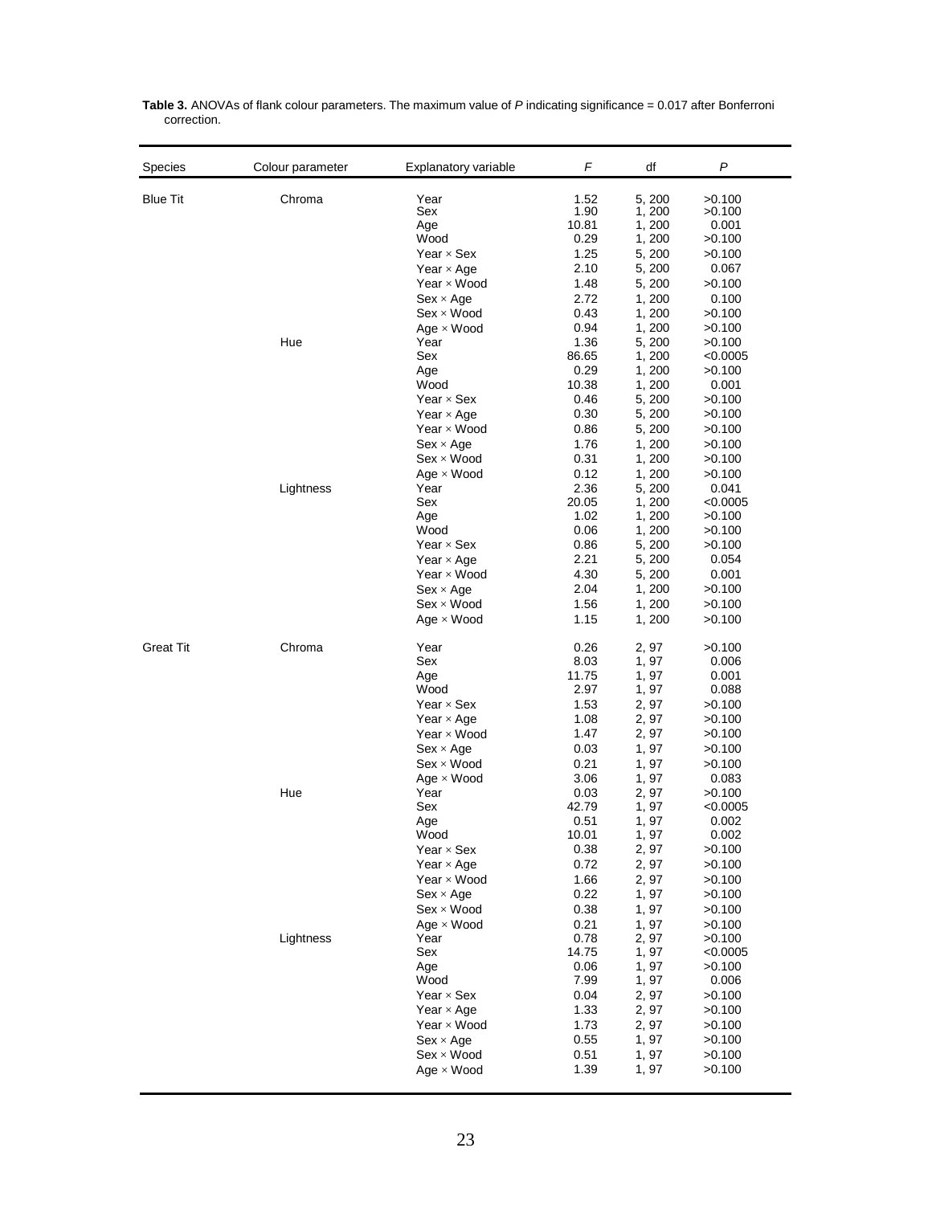**Table 3.** ANOVAs of flank colour parameters. The maximum value of *P* indicating significance = 0.017 after Bonferroni correction.

| Species | Colour parameter | Explanatory variable | *F* | df | *P* |
|---|---|---|---|---|---|
| Blue Tit | Chroma | Year | 1.52 | 5, 200 | >0.100 |
| | | Sex | 1.90 | 1, 200 | >0.100 |
| | | Age | 10.81 | 1, 200 | 0.001 |
| | | Wood | 0.29 | 1, 200 | >0.100 |
| | | Year × Sex | 1.25 | 5, 200 | >0.100 |
| | | Year × Age | 2.10 | 5, 200 | 0.067 |
| | | Year × Wood | 1.48 | 5, 200 | >0.100 |
| | | Sex × Age | 2.72 | 1, 200 | 0.100 |
| | | Sex × Wood | 0.43 | 1, 200 | >0.100 |
| | | Age × Wood | 0.94 | 1, 200 | >0.100 |
| | Hue | Year | 1.36 | 5, 200 | >0.100 |
| | | Sex | 86.65 | 1, 200 | <0.0005 |
| | | Age | 0.29 | 1, 200 | >0.100 |
| | | Wood | 10.38 | 1, 200 | 0.001 |
| | | Year × Sex | 0.46 | 5, 200 | >0.100 |
| | | Year × Age | 0.30 | 5, 200 | >0.100 |
| | | Year × Wood | 0.86 | 5, 200 | >0.100 |
| | | Sex × Age | 1.76 | 1, 200 | >0.100 |
| | | Sex × Wood | 0.31 | 1, 200 | >0.100 |
| | | Age × Wood | 0.12 | 1, 200 | >0.100 |
| | Lightness | Year | 2.36 | 5, 200 | 0.041 |
| | | Sex | 20.05 | 1, 200 | <0.0005 |
| | | Age | 1.02 | 1, 200 | >0.100 |
| | | Wood | 0.06 | 1, 200 | >0.100 |
| | | Year × Sex | 0.86 | 5, 200 | >0.100 |
| | | Year × Age | 2.21 | 5, 200 | 0.054 |
| | | Year × Wood | 4.30 | 5, 200 | 0.001 |
| | | Sex × Age | 2.04 | 1, 200 | >0.100 |
| | | Sex × Wood | 1.56 | 1, 200 | >0.100 |
| | | Age × Wood | 1.15 | 1, 200 | >0.100 |
| Great Tit | Chroma | Year | 0.26 | 2, 97 | >0.100 |
| | | Sex | 8.03 | 1, 97 | 0.006 |
| | | Age | 11.75 | 1, 97 | 0.001 |
| | | Wood | 2.97 | 1, 97 | 0.088 |
| | | Year × Sex | 1.53 | 2, 97 | >0.100 |
| | | Year × Age | 1.08 | 2, 97 | >0.100 |
| | | Year × Wood | 1.47 | 2, 97 | >0.100 |
| | | Sex × Age | 0.03 | 1, 97 | >0.100 |
| | | Sex × Wood | 0.21 | 1, 97 | >0.100 |
| | | Age × Wood | 3.06 | 1, 97 | 0.083 |
| | Hue | Year | 0.03 | 2, 97 | >0.100 |
| | | Sex | 42.79 | 1, 97 | <0.0005 |
| | | Age | 0.51 | 1, 97 | 0.002 |
| | | Wood | 10.01 | 1, 97 | 0.002 |
| | | Year × Sex | 0.38 | 2, 97 | >0.100 |
| | | Year × Age | 0.72 | 2, 97 | >0.100 |
| | | Year × Wood | 1.66 | 2, 97 | >0.100 |
| | | Sex × Age | 0.22 | 1, 97 | >0.100 |
| | | Sex × Wood | 0.38 | 1, 97 | >0.100 |
| | | Age × Wood | 0.21 | 1, 97 | >0.100 |
| | Lightness | Year | 0.78 | 2, 97 | >0.100 |
| | | Sex | 14.75 | 1, 97 | <0.0005 |
| | | Age | 0.06 | 1, 97 | >0.100 |
| | | Wood | 7.99 | 1, 97 | 0.006 |
| | | Year × Sex | 0.04 | 2, 97 | >0.100 |
| | | Year × Age | 1.33 | 2, 97 | >0.100 |
| | | Year × Wood | 1.73 | 2, 97 | >0.100 |
| | | Sex × Age | 0.55 | 1, 97 | >0.100 |
| | | Sex × Wood | 0.51 | 1, 97 | >0.100 |
| | | Age × Wood | 1.39 | 1, 97 | >0.100 |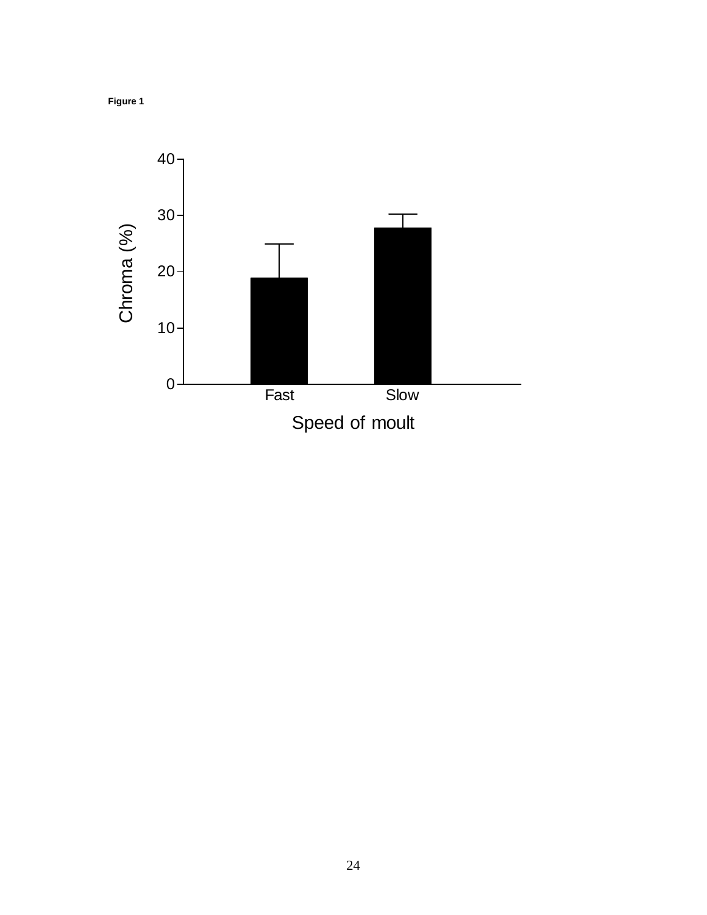**Figure 1**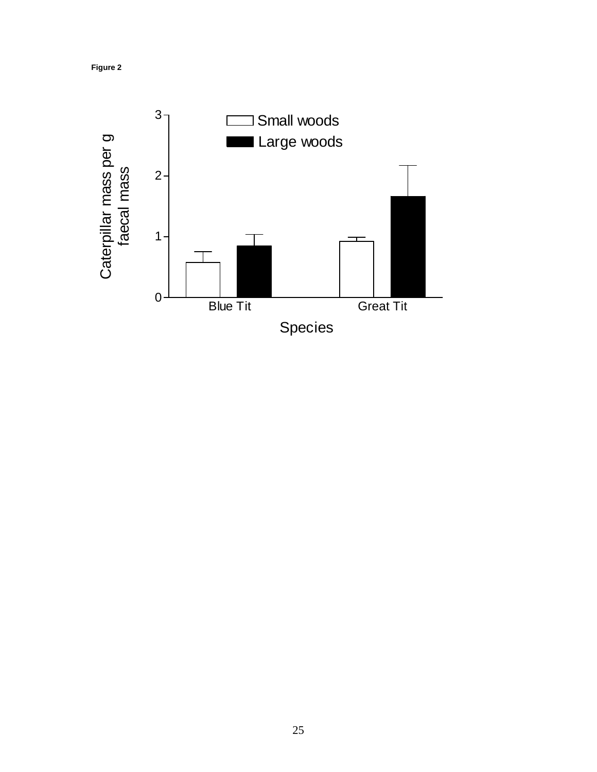**Figure 2**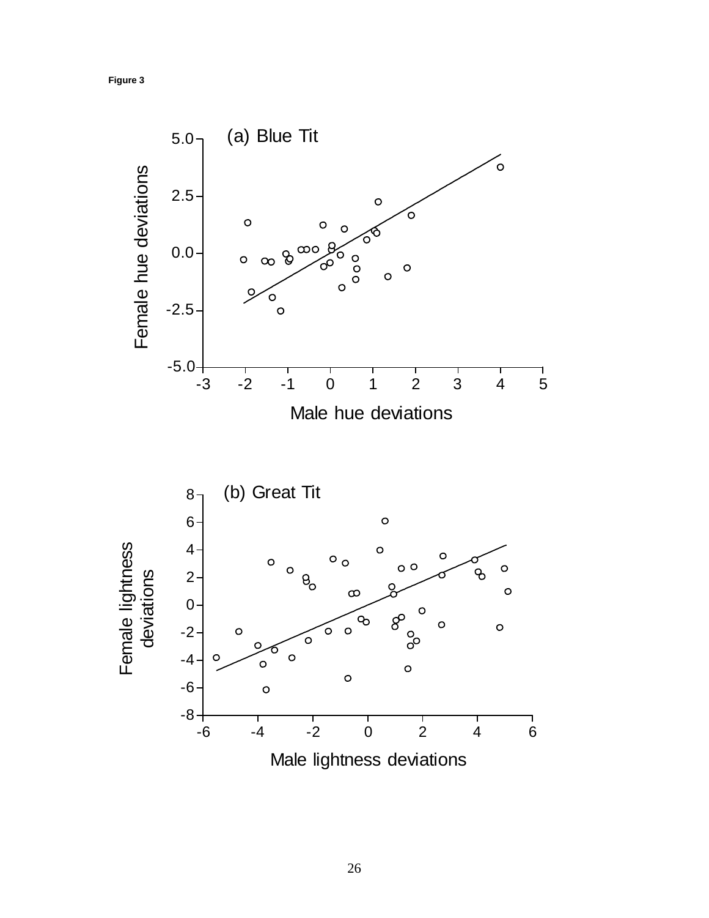Figure 3

(a) Blue Tit

5.0
2.5
0.0
-2.5
-5.0

Female hue deviations

-3
-2
-1
0
1
2
3
4
5

Male hue deviations

(b) Great Tit

8
6
4
2
0
-2
-4
-6
-8

Female lightness deviations

-6
-4
-2
0
2
4
6

Male lightness deviations